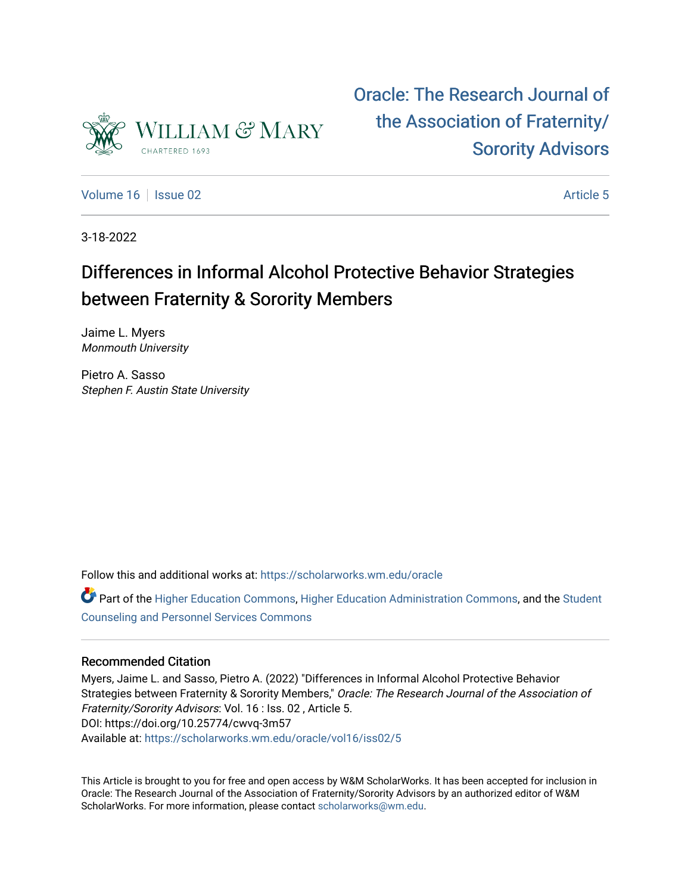# Oracle: The Research Journal of the Association of Fraternity/Sorority Advisors

Volume 16 | Issue 02 | Article 5

3-18-2022

## Differences in Informal Alcohol Protective Behavior Strategies between Fraternity & Sorority Members

Jaime L. Myers
*Monmouth University*

Pietro A. Sasso
*Stephen F. Austin State University*

Follow this and additional works at: https://scholarworks.wm.edu/oracle

Part of the Higher Education Commons, Higher Education Administration Commons, and the Student Counseling and Personnel Services Commons

### Recommended Citation

Myers, Jaime L. and Sasso, Pietro A. (2022) "Differences in Informal Alcohol Protective Behavior Strategies between Fraternity & Sorority Members," *Oracle: The Research Journal of the Association of Fraternity/Sorority Advisors*: Vol. 16 : Iss. 02 , Article 5.
DOI: https://doi.org/10.25774/cwvq-3m57
Available at: https://scholarworks.wm.edu/oracle/vol16/iss02/5

This Article is brought to you for free and open access by W&M ScholarWorks. It has been accepted for inclusion in Oracle: The Research Journal of the Association of Fraternity/Sorority Advisors by an authorized editor of W&M ScholarWorks. For more information, please contact scholarworks@wm.edu.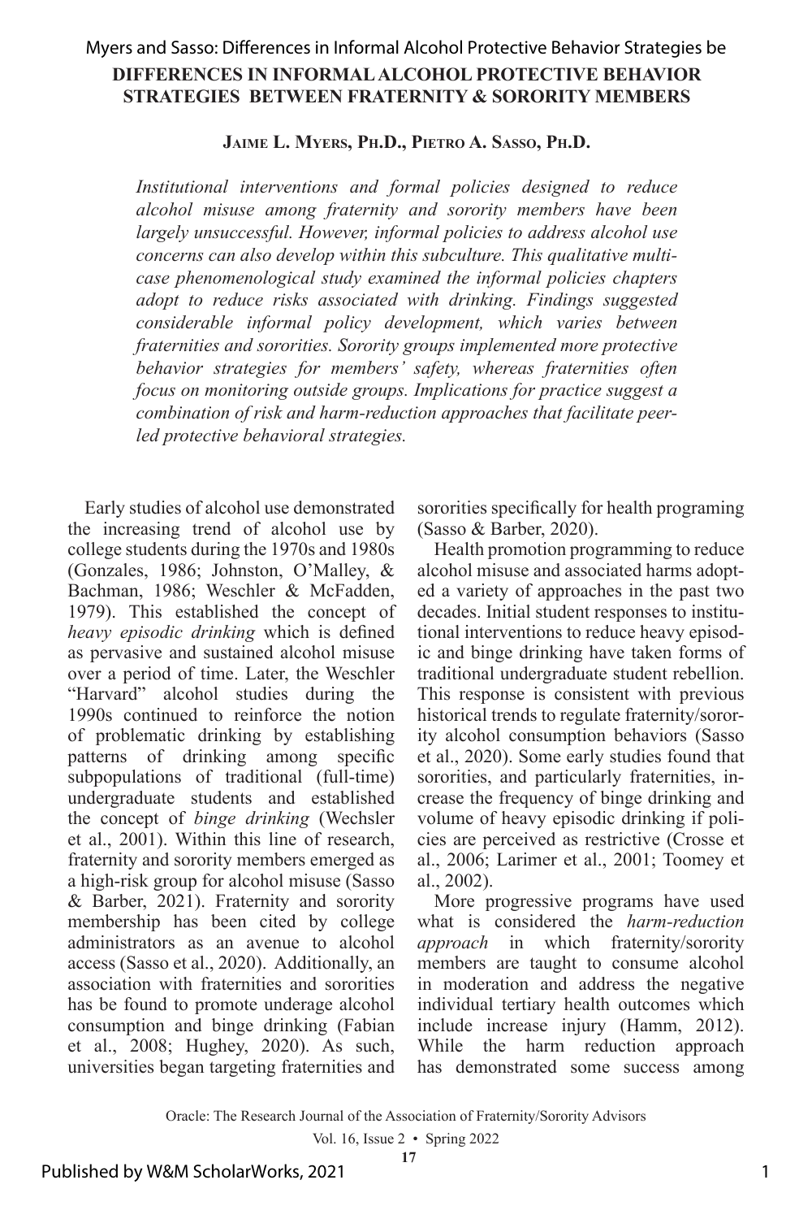# DIFFERENCES IN INFORMAL ALCOHOL PROTECTIVE BEHAVIOR STRATEGIES BETWEEN FRATERNITY & SORORITY MEMBERS

**Jaime L. Myers, Ph.D., Pietro A. Sasso, Ph.D.**

*Institutional interventions and formal policies designed to reduce alcohol misuse among fraternity and sorority members have been largely unsuccessful. However, informal policies to address alcohol use concerns can also develop within this subculture. This qualitative multi-case phenomenological study examined the informal policies chapters adopt to reduce risks associated with drinking. Findings suggested considerable informal policy development, which varies between fraternities and sororities. Sorority groups implemented more protective behavior strategies for members' safety, whereas fraternities often focus on monitoring outside groups. Implications for practice suggest a combination of risk and harm-reduction approaches that facilitate peer-led protective behavioral strategies.*

Early studies of alcohol use demonstrated the increasing trend of alcohol use by college students during the 1970s and 1980s (Gonzales, 1986; Johnston, O'Malley, & Bachman, 1986; Weschler & McFadden, 1979). This established the concept of *heavy episodic drinking* which is defined as pervasive and sustained alcohol misuse over a period of time. Later, the Weschler "Harvard" alcohol studies during the 1990s continued to reinforce the notion of problematic drinking by establishing patterns of drinking among specific subpopulations of traditional (full-time) undergraduate students and established the concept of *binge drinking* (Wechsler et al., 2001). Within this line of research, fraternity and sorority members emerged as a high-risk group for alcohol misuse (Sasso & Barber, 2021). Fraternity and sorority membership has been cited by college administrators as an avenue to alcohol access (Sasso et al., 2020). Additionally, an association with fraternities and sororities has be found to promote underage alcohol consumption and binge drinking (Fabian et al., 2008; Hughey, 2020). As such, universities began targeting fraternities and sororities specifically for health programing (Sasso & Barber, 2020).

Health promotion programming to reduce alcohol misuse and associated harms adopted a variety of approaches in the past two decades. Initial student responses to institutional interventions to reduce heavy episodic and binge drinking have taken forms of traditional undergraduate student rebellion. This response is consistent with previous historical trends to regulate fraternity/sorority alcohol consumption behaviors (Sasso et al., 2020). Some early studies found that sororities, and particularly fraternities, increase the frequency of binge drinking and volume of heavy episodic drinking if policies are perceived as restrictive (Crosse et al., 2006; Larimer et al., 2001; Toomey et al., 2002).

More progressive programs have used what is considered the *harm-reduction approach* in which fraternity/sorority members are taught to consume alcohol in moderation and address the negative individual tertiary health outcomes which include increase injury (Hamm, 2012). While the harm reduction approach has demonstrated some success among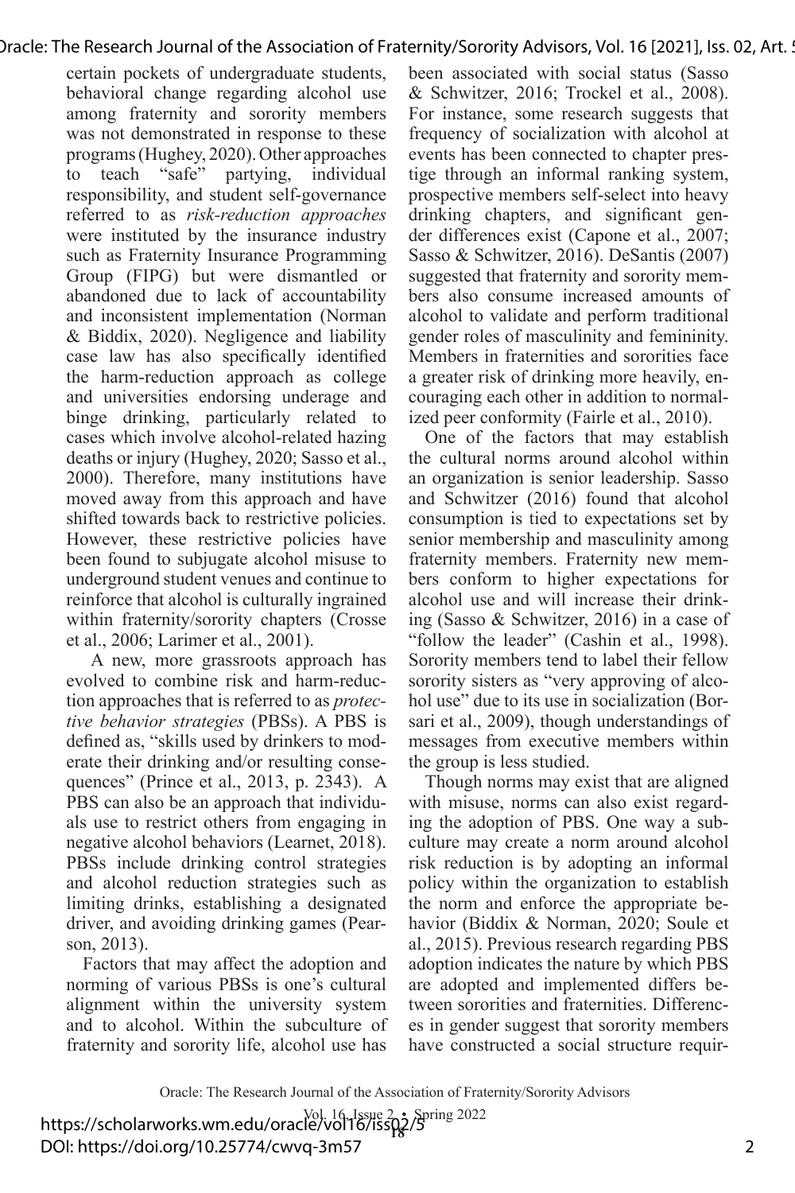certain pockets of undergraduate students, behavioral change regarding alcohol use among fraternity and sorority members was not demonstrated in response to these programs (Hughey, 2020). Other approaches to teach "safe" partying, individual responsibility, and student self-governance referred to as *risk-reduction approaches* were instituted by the insurance industry such as Fraternity Insurance Programming Group (FIPG) but were dismantled or abandoned due to lack of accountability and inconsistent implementation (Norman & Biddix, 2020). Negligence and liability case law has also specifically identified the harm-reduction approach as college and universities endorsing underage and binge drinking, particularly related to cases which involve alcohol-related hazing deaths or injury (Hughey, 2020; Sasso et al., 2000). Therefore, many institutions have moved away from this approach and have shifted towards back to restrictive policies. However, these restrictive policies have been found to subjugate alcohol misuse to underground student venues and continue to reinforce that alcohol is culturally ingrained within fraternity/sorority chapters (Crosse et al., 2006; Larimer et al., 2001).

A new, more grassroots approach has evolved to combine risk and harm-reduction approaches that is referred to as *protective behavior strategies* (PBSs). A PBS is defined as, "skills used by drinkers to moderate their drinking and/or resulting consequences" (Prince et al., 2013, p. 2343). A PBS can also be an approach that individuals use to restrict others from engaging in negative alcohol behaviors (Learnet, 2018). PBSs include drinking control strategies and alcohol reduction strategies such as limiting drinks, establishing a designated driver, and avoiding drinking games (Pearson, 2013).

Factors that may affect the adoption and norming of various PBSs is one's cultural alignment within the university system and to alcohol. Within the subculture of fraternity and sorority life, alcohol use has been associated with social status (Sasso & Schwitzer, 2016; Trockel et al., 2008). For instance, some research suggests that frequency of socialization with alcohol at events has been connected to chapter prestige through an informal ranking system, prospective members self-select into heavy drinking chapters, and significant gender differences exist (Capone et al., 2007; Sasso & Schwitzer, 2016). DeSantis (2007) suggested that fraternity and sorority members also consume increased amounts of alcohol to validate and perform traditional gender roles of masculinity and femininity. Members in fraternities and sororities face a greater risk of drinking more heavily, encouraging each other in addition to normalized peer conformity (Fairle et al., 2010).

One of the factors that may establish the cultural norms around alcohol within an organization is senior leadership. Sasso and Schwitzer (2016) found that alcohol consumption is tied to expectations set by senior membership and masculinity among fraternity members. Fraternity new members conform to higher expectations for alcohol use and will increase their drinking (Sasso & Schwitzer, 2016) in a case of "follow the leader" (Cashin et al., 1998). Sorority members tend to label their fellow sorority sisters as "very approving of alcohol use" due to its use in socialization (Borsari et al., 2009), though understandings of messages from executive members within the group is less studied.

Though norms may exist that are aligned with misuse, norms can also exist regarding the adoption of PBS. One way a subculture may create a norm around alcohol risk reduction is by adopting an informal policy within the organization to establish the norm and enforce the appropriate behavior (Biddix & Norman, 2020; Soule et al., 2015). Previous research regarding PBS adoption indicates the nature by which PBS are adopted and implemented differs between sororities and fraternities. Differences in gender suggest that sorority members have constructed a social structure requir-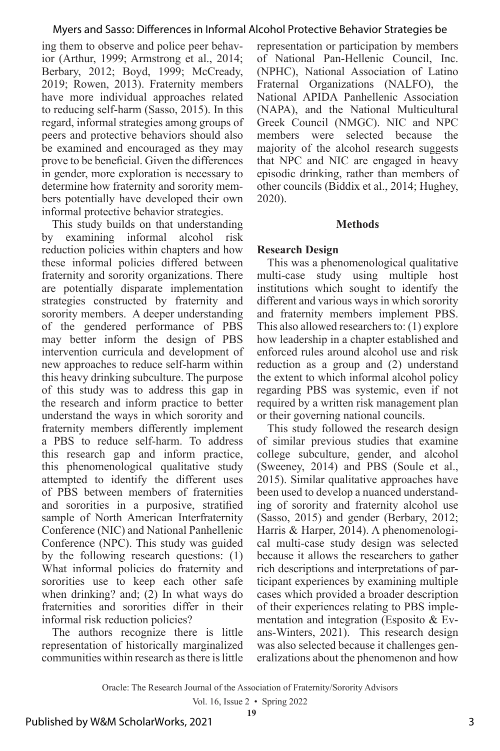ing them to observe and police peer behavior (Arthur, 1999; Armstrong et al., 2014; Berbary, 2012; Boyd, 1999; McCready, 2019; Rowen, 2013). Fraternity members have more individual approaches related to reducing self-harm (Sasso, 2015). In this regard, informal strategies among groups of peers and protective behaviors should also be examined and encouraged as they may prove to be beneficial. Given the differences in gender, more exploration is necessary to determine how fraternity and sorority members potentially have developed their own informal protective behavior strategies.

This study builds on that understanding by examining informal alcohol risk reduction policies within chapters and how these informal policies differed between fraternity and sorority organizations. There are potentially disparate implementation strategies constructed by fraternity and sorority members. A deeper understanding of the gendered performance of PBS may better inform the design of PBS intervention curricula and development of new approaches to reduce self-harm within this heavy drinking subculture. The purpose of this study was to address this gap in the research and inform practice to better understand the ways in which sorority and fraternity members differently implement a PBS to reduce self-harm. To address this research gap and inform practice, this phenomenological qualitative study attempted to identify the different uses of PBS between members of fraternities and sororities in a purposive, stratified sample of North American Interfraternity Conference (NIC) and National Panhellenic Conference (NPC). This study was guided by the following research questions: (1) What informal policies do fraternity and sororities use to keep each other safe when drinking? and; (2) In what ways do fraternities and sororities differ in their informal risk reduction policies?

The authors recognize there is little representation of historically marginalized communities within research as there is little representation or participation by members of National Pan-Hellenic Council, Inc. (NPHC), National Association of Latino Fraternal Organizations (NALFO), the National APIDA Panhellenic Association (NAPA), and the National Multicultural Greek Council (NMGC). NIC and NPC members were selected because the majority of the alcohol research suggests that NPC and NIC are engaged in heavy episodic drinking, rather than members of other councils (Biddix et al., 2014; Hughey, 2020).

## Methods

### Research Design

This was a phenomenological qualitative multi-case study using multiple host institutions which sought to identify the different and various ways in which sorority and fraternity members implement PBS. This also allowed researchers to: (1) explore how leadership in a chapter established and enforced rules around alcohol use and risk reduction as a group and (2) understand the extent to which informal alcohol policy regarding PBS was systemic, even if not required by a written risk management plan or their governing national councils.

This study followed the research design of similar previous studies that examine college subculture, gender, and alcohol (Sweeney, 2014) and PBS (Soule et al., 2015). Similar qualitative approaches have been used to develop a nuanced understanding of sorority and fraternity alcohol use (Sasso, 2015) and gender (Berbary, 2012; Harris & Harper, 2014). A phenomenological multi-case study design was selected because it allows the researchers to gather rich descriptions and interpretations of participant experiences by examining multiple cases which provided a broader description of their experiences relating to PBS implementation and integration (Esposito & Evans-Winters, 2021). This research design was also selected because it challenges generalizations about the phenomenon and how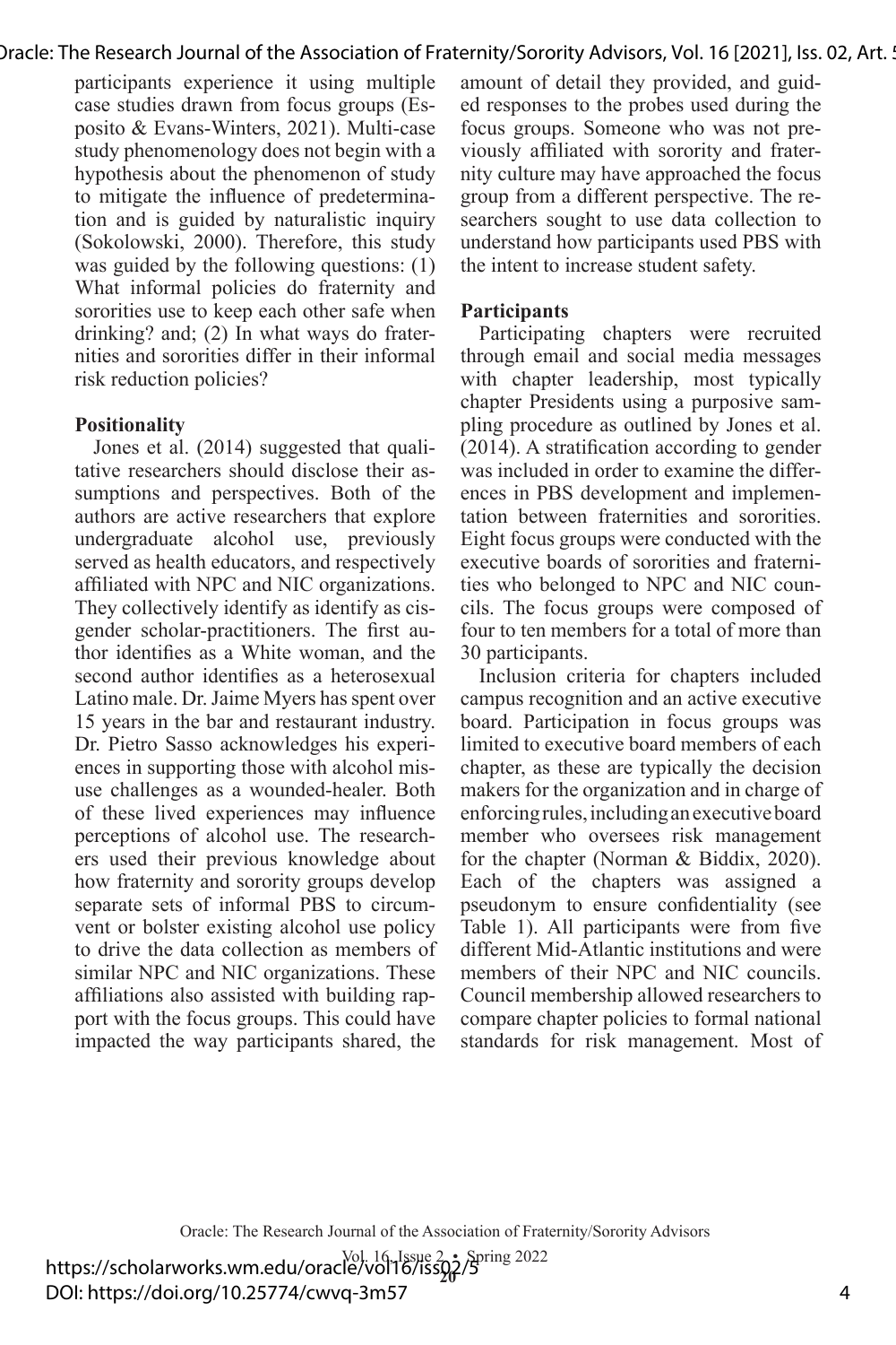participants experience it using multiple case studies drawn from focus groups (Esposito & Evans-Winters, 2021). Multi-case study phenomenology does not begin with a hypothesis about the phenomenon of study to mitigate the influence of predetermination and is guided by naturalistic inquiry (Sokolowski, 2000). Therefore, this study was guided by the following questions: (1) What informal policies do fraternity and sororities use to keep each other safe when drinking? and; (2) In what ways do fraternities and sororities differ in their informal risk reduction policies?

**Positionality**

Jones et al. (2014) suggested that qualitative researchers should disclose their assumptions and perspectives. Both of the authors are active researchers that explore undergraduate alcohol use, previously served as health educators, and respectively affiliated with NPC and NIC organizations. They collectively identify as identify as cisgender scholar-practitioners. The first author identifies as a White woman, and the second author identifies as a heterosexual Latino male. Dr. Jaime Myers has spent over 15 years in the bar and restaurant industry. Dr. Pietro Sasso acknowledges his experiences in supporting those with alcohol misuse challenges as a wounded-healer. Both of these lived experiences may influence perceptions of alcohol use. The researchers used their previous knowledge about how fraternity and sorority groups develop separate sets of informal PBS to circumvent or bolster existing alcohol use policy to drive the data collection as members of similar NPC and NIC organizations. These affiliations also assisted with building rapport with the focus groups. This could have impacted the way participants shared, the amount of detail they provided, and guided responses to the probes used during the focus groups. Someone who was not previously affiliated with sorority and fraternity culture may have approached the focus group from a different perspective. The researchers sought to use data collection to understand how participants used PBS with the intent to increase student safety.

**Participants**

Participating chapters were recruited through email and social media messages with chapter leadership, most typically chapter Presidents using a purposive sampling procedure as outlined by Jones et al. (2014). A stratification according to gender was included in order to examine the differences in PBS development and implementation between fraternities and sororities. Eight focus groups were conducted with the executive boards of sororities and fraternities who belonged to NPC and NIC councils. The focus groups were composed of four to ten members for a total of more than 30 participants.

Inclusion criteria for chapters included campus recognition and an active executive board. Participation in focus groups was limited to executive board members of each chapter, as these are typically the decision makers for the organization and in charge of enforcing rules, including an executive board member who oversees risk management for the chapter (Norman & Biddix, 2020). Each of the chapters was assigned a pseudonym to ensure confidentiality (see Table 1). All participants were from five different Mid-Atlantic institutions and were members of their NPC and NIC councils. Council membership allowed researchers to compare chapter policies to formal national standards for risk management. Most of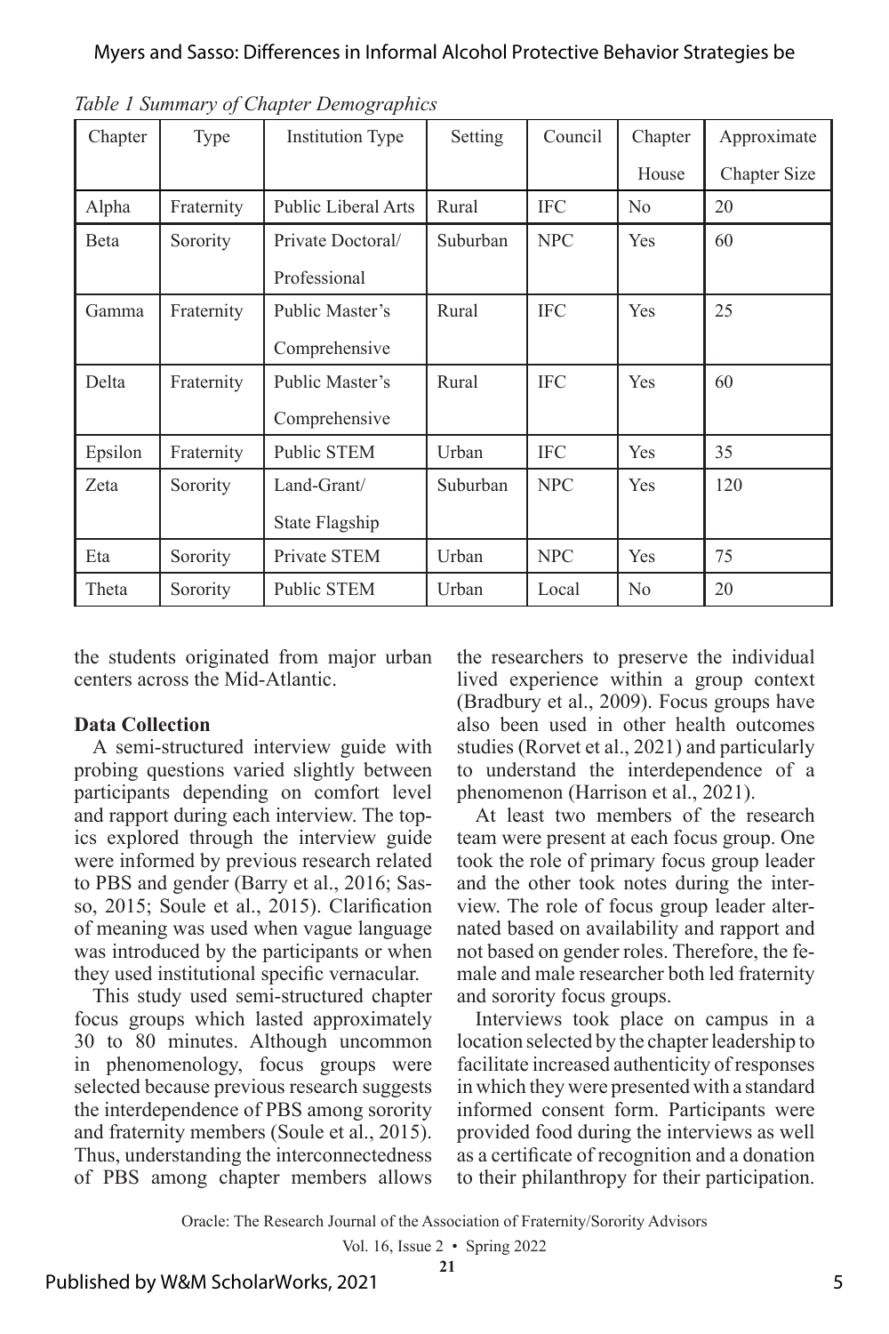*Table 1 Summary of Chapter Demographics*

| Chapter | Type | Institution Type | Setting | Council | Chapter House | Approximate Chapter Size |
|---|---|---|---|---|---|---|
| Alpha | Fraternity | Public Liberal Arts | Rural | IFC | No | 20 |
| Beta | Sorority | Private Doctoral/ Professional | Suburban | NPC | Yes | 60 |
| Gamma | Fraternity | Public Master's Comprehensive | Rural | IFC | Yes | 25 |
| Delta | Fraternity | Public Master's Comprehensive | Rural | IFC | Yes | 60 |
| Epsilon | Fraternity | Public STEM | Urban | IFC | Yes | 35 |
| Zeta | Sorority | Land-Grant/ State Flagship | Suburban | NPC | Yes | 120 |
| Eta | Sorority | Private STEM | Urban | NPC | Yes | 75 |
| Theta | Sorority | Public STEM | Urban | Local | No | 20 |

the students originated from major urban centers across the Mid-Atlantic.

**Data Collection**

A semi-structured interview guide with probing questions varied slightly between participants depending on comfort level and rapport during each interview. The topics explored through the interview guide were informed by previous research related to PBS and gender (Barry et al., 2016; Sasso, 2015; Soule et al., 2015). Clarification of meaning was used when vague language was introduced by the participants or when they used institutional specific vernacular.

This study used semi-structured chapter focus groups which lasted approximately 30 to 80 minutes. Although uncommon in phenomenology, focus groups were selected because previous research suggests the interdependence of PBS among sorority and fraternity members (Soule et al., 2015). Thus, understanding the interconnectedness of PBS among chapter members allows the researchers to preserve the individual lived experience within a group context (Bradbury et al., 2009). Focus groups have also been used in other health outcomes studies (Rorvet et al., 2021) and particularly to understand the interdependence of a phenomenon (Harrison et al., 2021).

At least two members of the research team were present at each focus group. One took the role of primary focus group leader and the other took notes during the interview. The role of focus group leader alternated based on availability and rapport and not based on gender roles. Therefore, the female and male researcher both led fraternity and sorority focus groups.

Interviews took place on campus in a location selected by the chapter leadership to facilitate increased authenticity of responses in which they were presented with a standard informed consent form. Participants were provided food during the interviews as well as a certificate of recognition and a donation to their philanthropy for their participation.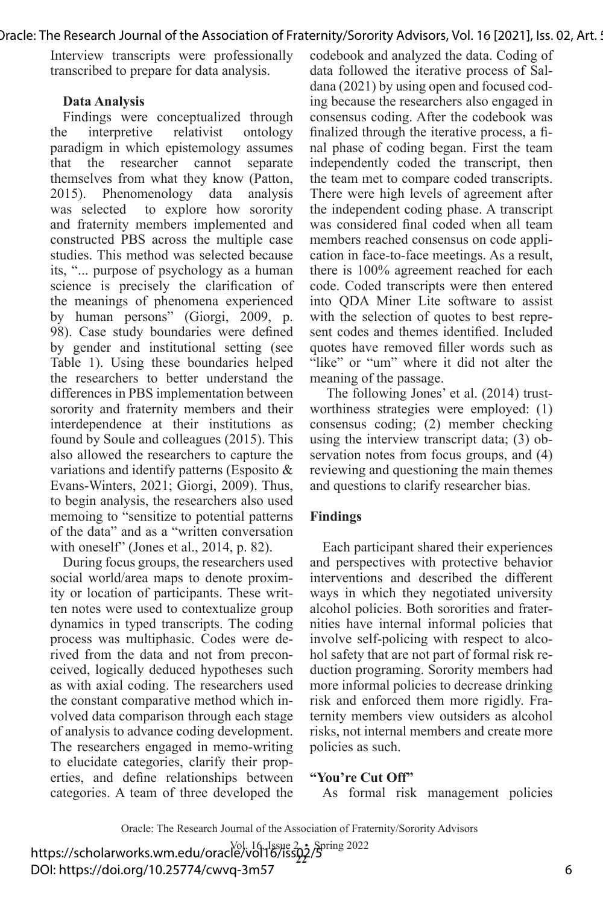Interview transcripts were professionally transcribed to prepare for data analysis.

**Data Analysis**

Findings were conceptualized through the interpretive relativist ontology paradigm in which epistemology assumes that the researcher cannot separate themselves from what they know (Patton, 2015). Phenomenology data analysis was selected to explore how sorority and fraternity members implemented and constructed PBS across the multiple case studies. This method was selected because its, "... purpose of psychology as a human science is precisely the clarification of the meanings of phenomena experienced by human persons" (Giorgi, 2009, p. 98). Case study boundaries were defined by gender and institutional setting (see Table 1). Using these boundaries helped the researchers to better understand the differences in PBS implementation between sorority and fraternity members and their interdependence at their institutions as found by Soule and colleagues (2015). This also allowed the researchers to capture the variations and identify patterns (Esposito & Evans-Winters, 2021; Giorgi, 2009). Thus, to begin analysis, the researchers also used memoing to "sensitize to potential patterns of the data" and as a "written conversation with oneself" (Jones et al., 2014, p. 82).

During focus groups, the researchers used social world/area maps to denote proximity or location of participants. These written notes were used to contextualize group dynamics in typed transcripts. The coding process was multiphasic. Codes were derived from the data and not from preconceived, logically deduced hypotheses such as with axial coding. The researchers used the constant comparative method which involved data comparison through each stage of analysis to advance coding development. The researchers engaged in memo-writing to elucidate categories, clarify their properties, and define relationships between categories. A team of three developed the codebook and analyzed the data. Coding of data followed the iterative process of Saldana (2021) by using open and focused coding because the researchers also engaged in consensus coding. After the codebook was finalized through the iterative process, a final phase of coding began. First the team independently coded the transcript, then the team met to compare coded transcripts. There were high levels of agreement after the independent coding phase. A transcript was considered final coded when all team members reached consensus on code application in face-to-face meetings. As a result, there is 100% agreement reached for each code. Coded transcripts were then entered into QDA Miner Lite software to assist with the selection of quotes to best represent codes and themes identified. Included quotes have removed filler words such as "like" or "um" where it did not alter the meaning of the passage.

The following Jones' et al. (2014) trustworthiness strategies were employed: (1) consensus coding; (2) member checking using the interview transcript data; (3) observation notes from focus groups, and (4) reviewing and questioning the main themes and questions to clarify researcher bias.

## Findings

Each participant shared their experiences and perspectives with protective behavior interventions and described the different ways in which they negotiated university alcohol policies. Both sororities and fraternities have internal informal policies that involve self-policing with respect to alcohol safety that are not part of formal risk reduction programing. Sorority members had more informal policies to decrease drinking risk and enforced them more rigidly. Fraternity members view outsiders as alcohol risks, not internal members and create more policies as such.

**"You're Cut Off"**

As formal risk management policies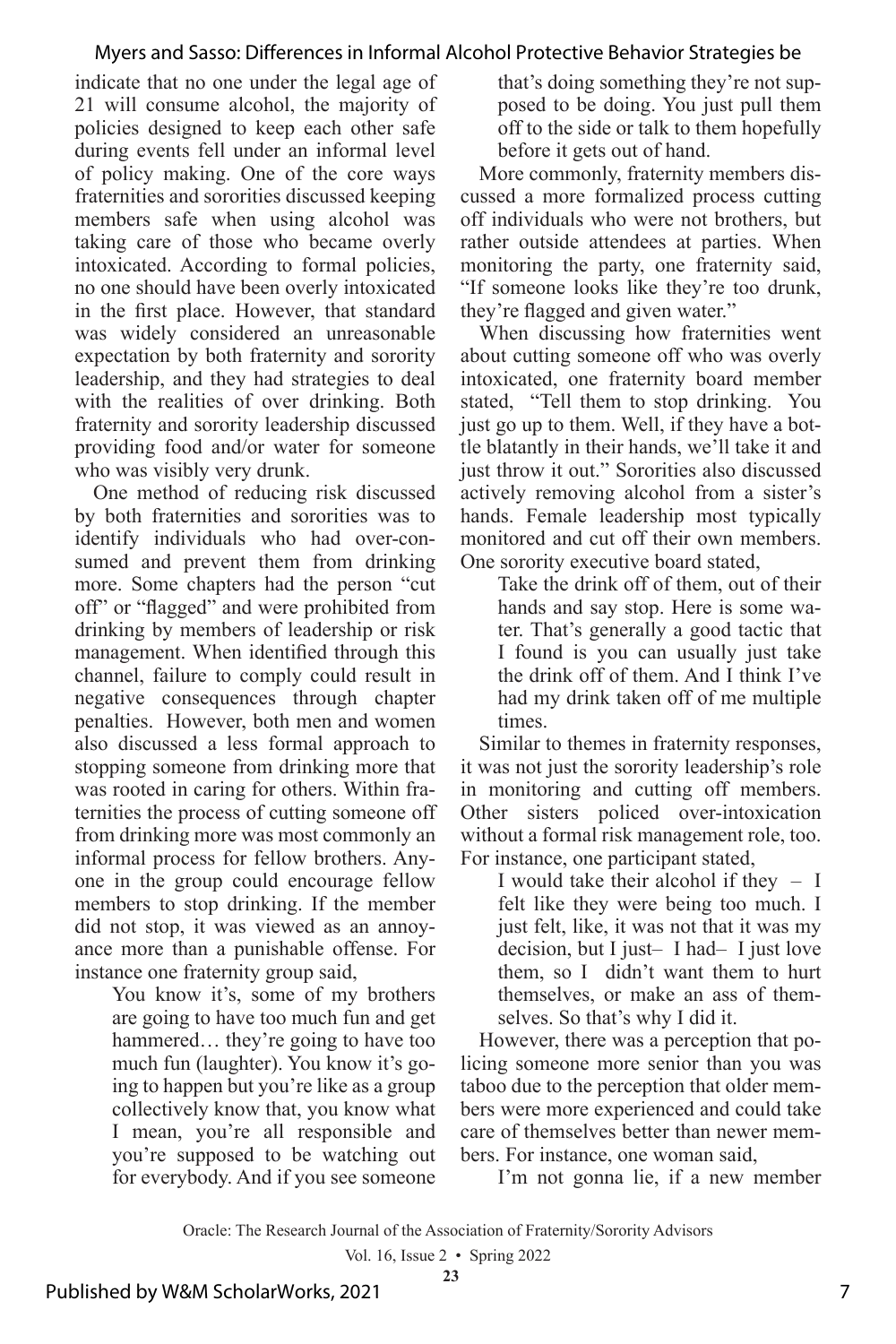indicate that no one under the legal age of 21 will consume alcohol, the majority of policies designed to keep each other safe during events fell under an informal level of policy making. One of the core ways fraternities and sororities discussed keeping members safe when using alcohol was taking care of those who became overly intoxicated. According to formal policies, no one should have been overly intoxicated in the first place. However, that standard was widely considered an unreasonable expectation by both fraternity and sorority leadership, and they had strategies to deal with the realities of over drinking. Both fraternity and sorority leadership discussed providing food and/or water for someone who was visibly very drunk.

One method of reducing risk discussed by both fraternities and sororities was to identify individuals who had over-consumed and prevent them from drinking more. Some chapters had the person "cut off" or "flagged" and were prohibited from drinking by members of leadership or risk management. When identified through this channel, failure to comply could result in negative consequences through chapter penalties. However, both men and women also discussed a less formal approach to stopping someone from drinking more that was rooted in caring for others. Within fraternities the process of cutting someone off from drinking more was most commonly an informal process for fellow brothers. Anyone in the group could encourage fellow members to stop drinking. If the member did not stop, it was viewed as an annoyance more than a punishable offense. For instance one fraternity group said,

> You know it's, some of my brothers are going to have too much fun and get hammered… they're going to have too much fun (laughter). You know it's going to happen but you're like as a group collectively know that, you know what I mean, you're all responsible and you're supposed to be watching out for everybody. And if you see someone that's doing something they're not supposed to be doing. You just pull them off to the side or talk to them hopefully before it gets out of hand.

More commonly, fraternity members discussed a more formalized process cutting off individuals who were not brothers, but rather outside attendees at parties. When monitoring the party, one fraternity said, "If someone looks like they're too drunk, they're flagged and given water."

When discussing how fraternities went about cutting someone off who was overly intoxicated, one fraternity board member stated, "Tell them to stop drinking. You just go up to them. Well, if they have a bottle blatantly in their hands, we'll take it and just throw it out." Sororities also discussed actively removing alcohol from a sister's hands. Female leadership most typically monitored and cut off their own members. One sorority executive board stated,

> Take the drink off of them, out of their hands and say stop. Here is some water. That's generally a good tactic that I found is you can usually just take the drink off of them. And I think I've had my drink taken off of me multiple times.

Similar to themes in fraternity responses, it was not just the sorority leadership's role in monitoring and cutting off members. Other sisters policed over-intoxication without a formal risk management role, too. For instance, one participant stated,

> I would take their alcohol if they – I felt like they were being too much. I just felt, like, it was not that it was my decision, but I just– I had– I just love them, so I didn't want them to hurt themselves, or make an ass of themselves. So that's why I did it.

However, there was a perception that policing someone more senior than you was taboo due to the perception that older members were more experienced and could take care of themselves better than newer members. For instance, one woman said,

> I'm not gonna lie, if a new member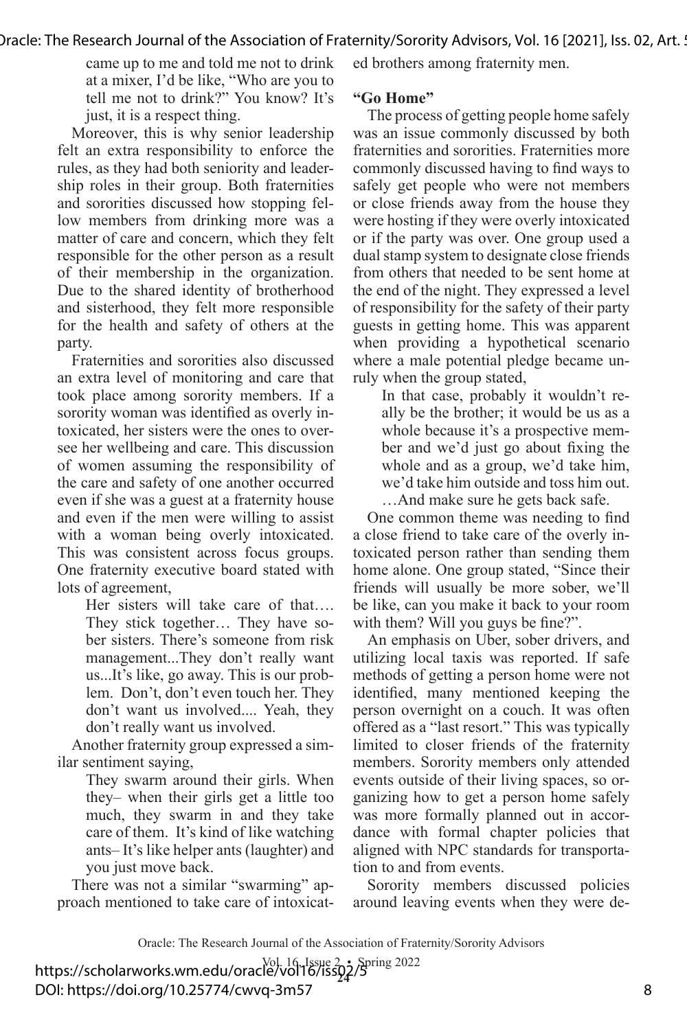came up to me and told me not to drink at a mixer, I'd be like, "Who are you to tell me not to drink?" You know? It's just, it is a respect thing.

Moreover, this is why senior leadership felt an extra responsibility to enforce the rules, as they had both seniority and leadership roles in their group. Both fraternities and sororities discussed how stopping fellow members from drinking more was a matter of care and concern, which they felt responsible for the other person as a result of their membership in the organization. Due to the shared identity of brotherhood and sisterhood, they felt more responsible for the health and safety of others at the party.

Fraternities and sororities also discussed an extra level of monitoring and care that took place among sorority members. If a sorority woman was identified as overly intoxicated, her sisters were the ones to oversee her wellbeing and care. This discussion of women assuming the responsibility of the care and safety of one another occurred even if she was a guest at a fraternity house and even if the men were willing to assist with a woman being overly intoxicated. This was consistent across focus groups. One fraternity executive board stated with lots of agreement,

> Her sisters will take care of that…. They stick together… They have sober sisters. There's someone from risk management...They don't really want us...It's like, go away. This is our problem. Don't, don't even touch her. They don't want us involved.... Yeah, they don't really want us involved.

Another fraternity group expressed a similar sentiment saying,

> They swarm around their girls. When they– when their girls get a little too much, they swarm in and they take care of them. It's kind of like watching ants– It's like helper ants (laughter) and you just move back.

There was not a similar "swarming" approach mentioned to take care of intoxicated brothers among fraternity men.

**"Go Home"**

The process of getting people home safely was an issue commonly discussed by both fraternities and sororities. Fraternities more commonly discussed having to find ways to safely get people who were not members or close friends away from the house they were hosting if they were overly intoxicated or if the party was over. One group used a dual stamp system to designate close friends from others that needed to be sent home at the end of the night. They expressed a level of responsibility for the safety of their party guests in getting home. This was apparent when providing a hypothetical scenario where a male potential pledge became unruly when the group stated,

> In that case, probably it wouldn't really be the brother; it would be us as a whole because it's a prospective member and we'd just go about fixing the whole and as a group, we'd take him, we'd take him outside and toss him out. …And make sure he gets back safe.

One common theme was needing to find a close friend to take care of the overly intoxicated person rather than sending them home alone. One group stated, "Since their friends will usually be more sober, we'll be like, can you make it back to your room with them? Will you guys be fine?".

An emphasis on Uber, sober drivers, and utilizing local taxis was reported. If safe methods of getting a person home were not identified, many mentioned keeping the person overnight on a couch. It was often offered as a "last resort." This was typically limited to closer friends of the fraternity members. Sorority members only attended events outside of their living spaces, so organizing how to get a person home safely was more formally planned out in accordance with formal chapter policies that aligned with NPC standards for transportation to and from events.

Sorority members discussed policies around leaving events when they were de-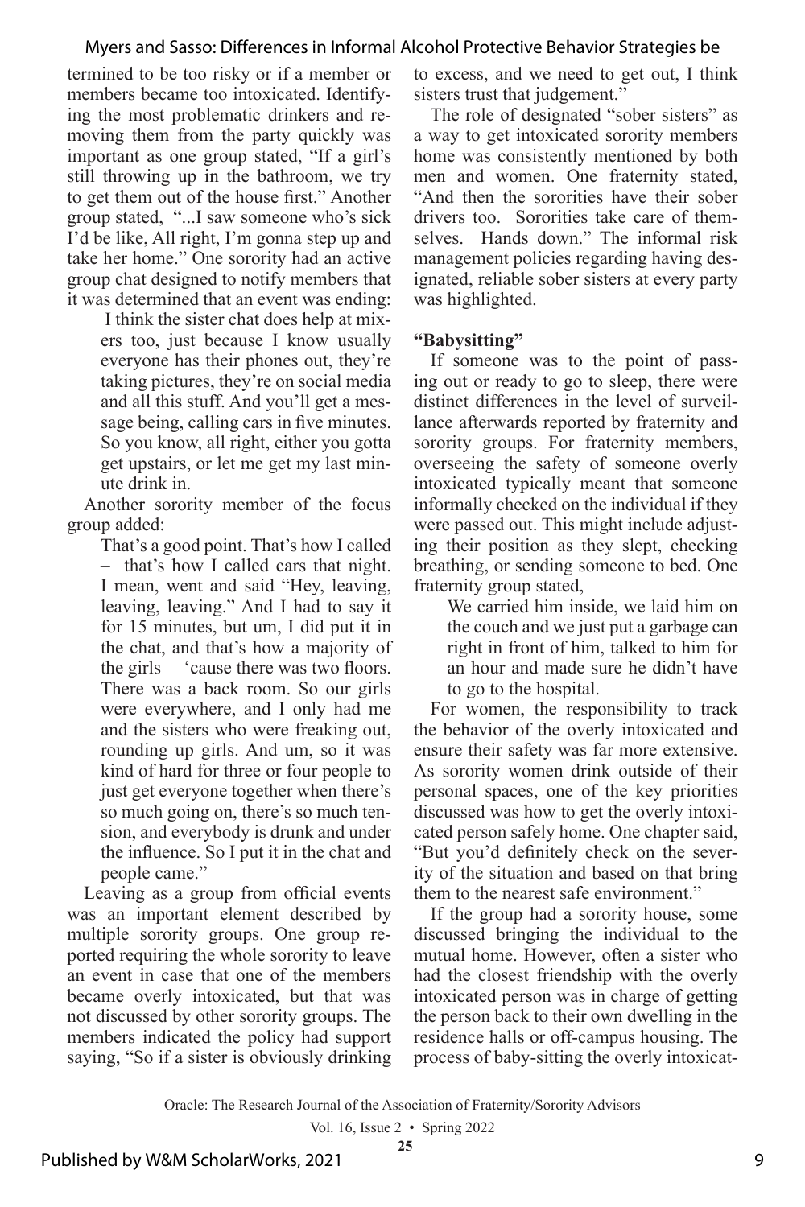termined to be too risky or if a member or members became too intoxicated. Identifying the most problematic drinkers and removing them from the party quickly was important as one group stated, "If a girl's still throwing up in the bathroom, we try to get them out of the house first." Another group stated, "...I saw someone who's sick I'd be like, All right, I'm gonna step up and take her home." One sorority had an active group chat designed to notify members that it was determined that an event was ending:

> I think the sister chat does help at mixers too, just because I know usually everyone has their phones out, they're taking pictures, they're on social media and all this stuff. And you'll get a message being, calling cars in five minutes. So you know, all right, either you gotta get upstairs, or let me get my last minute drink in.

Another sorority member of the focus group added:

> That's a good point. That's how I called – that's how I called cars that night. I mean, went and said "Hey, leaving, leaving, leaving." And I had to say it for 15 minutes, but um, I did put it in the chat, and that's how a majority of the girls – 'cause there was two floors. There was a back room. So our girls were everywhere, and I only had me and the sisters who were freaking out, rounding up girls. And um, so it was kind of hard for three or four people to just get everyone together when there's so much going on, there's so much tension, and everybody is drunk and under the influence. So I put it in the chat and people came."

Leaving as a group from official events was an important element described by multiple sorority groups. One group reported requiring the whole sorority to leave an event in case that one of the members became overly intoxicated, but that was not discussed by other sorority groups. The members indicated the policy had support saying, "So if a sister is obviously drinking to excess, and we need to get out, I think sisters trust that judgement."

The role of designated "sober sisters" as a way to get intoxicated sorority members home was consistently mentioned by both men and women. One fraternity stated, "And then the sororities have their sober drivers too. Sororities take care of themselves. Hands down." The informal risk management policies regarding having designated, reliable sober sisters at every party was highlighted.

**"Babysitting"**

If someone was to the point of passing out or ready to go to sleep, there were distinct differences in the level of surveillance afterwards reported by fraternity and sorority groups. For fraternity members, overseeing the safety of someone overly intoxicated typically meant that someone informally checked on the individual if they were passed out. This might include adjusting their position as they slept, checking breathing, or sending someone to bed. One fraternity group stated,

> We carried him inside, we laid him on the couch and we just put a garbage can right in front of him, talked to him for an hour and made sure he didn't have to go to the hospital.

For women, the responsibility to track the behavior of the overly intoxicated and ensure their safety was far more extensive. As sorority women drink outside of their personal spaces, one of the key priorities discussed was how to get the overly intoxicated person safely home. One chapter said, "But you'd definitely check on the severity of the situation and based on that bring them to the nearest safe environment."

If the group had a sorority house, some discussed bringing the individual to the mutual home. However, often a sister who had the closest friendship with the overly intoxicated person was in charge of getting the person back to their own dwelling in the residence halls or off-campus housing. The process of baby-sitting the overly intoxicat-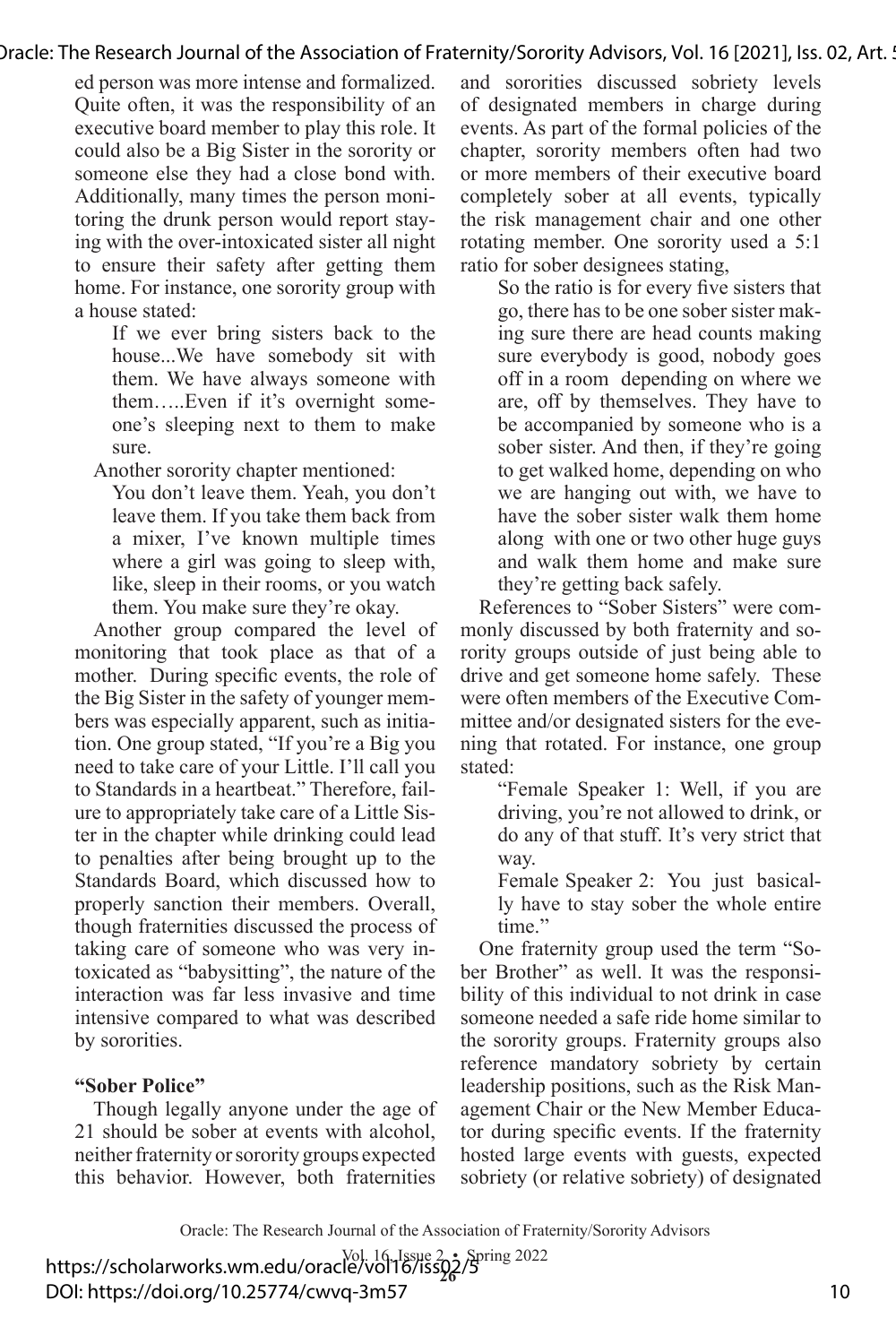ed person was more intense and formalized. Quite often, it was the responsibility of an executive board member to play this role. It could also be a Big Sister in the sorority or someone else they had a close bond with. Additionally, many times the person monitoring the drunk person would report staying with the over-intoxicated sister all night to ensure their safety after getting them home. For instance, one sorority group with a house stated:

> If we ever bring sisters back to the house...We have somebody sit with them. We have always someone with them…..Even if it's overnight someone's sleeping next to them to make sure.

Another sorority chapter mentioned:

> You don't leave them. Yeah, you don't leave them. If you take them back from a mixer, I've known multiple times where a girl was going to sleep with, like, sleep in their rooms, or you watch them. You make sure they're okay.

Another group compared the level of monitoring that took place as that of a mother. During specific events, the role of the Big Sister in the safety of younger members was especially apparent, such as initiation. One group stated, "If you're a Big you need to take care of your Little. I'll call you to Standards in a heartbeat." Therefore, failure to appropriately take care of a Little Sister in the chapter while drinking could lead to penalties after being brought up to the Standards Board, which discussed how to properly sanction their members. Overall, though fraternities discussed the process of taking care of someone who was very intoxicated as "babysitting", the nature of the interaction was far less invasive and time intensive compared to what was described by sororities.

### "Sober Police"

Though legally anyone under the age of 21 should be sober at events with alcohol, neither fraternity or sorority groups expected this behavior. However, both fraternities and sororities discussed sobriety levels of designated members in charge during events. As part of the formal policies of the chapter, sorority members often had two or more members of their executive board completely sober at all events, typically the risk management chair and one other rotating member. One sorority used a 5:1 ratio for sober designees stating,

> So the ratio is for every five sisters that go, there has to be one sober sister making sure there are head counts making sure everybody is good, nobody goes off in a room depending on where we are, off by themselves. They have to be accompanied by someone who is a sober sister. And then, if they're going to get walked home, depending on who we are hanging out with, we have to have the sober sister walk them home along with one or two other huge guys and walk them home and make sure they're getting back safely.

References to "Sober Sisters" were commonly discussed by both fraternity and sorority groups outside of just being able to drive and get someone home safely. These were often members of the Executive Committee and/or designated sisters for the evening that rotated. For instance, one group stated:

> "Female Speaker 1: Well, if you are driving, you're not allowed to drink, or do any of that stuff. It's very strict that way.
>
> Female Speaker 2: You just basically have to stay sober the whole entire time."

One fraternity group used the term "Sober Brother" as well. It was the responsibility of this individual to not drink in case someone needed a safe ride home similar to the sorority groups. Fraternity groups also reference mandatory sobriety by certain leadership positions, such as the Risk Management Chair or the New Member Educator during specific events. If the fraternity hosted large events with guests, expected sobriety (or relative sobriety) of designated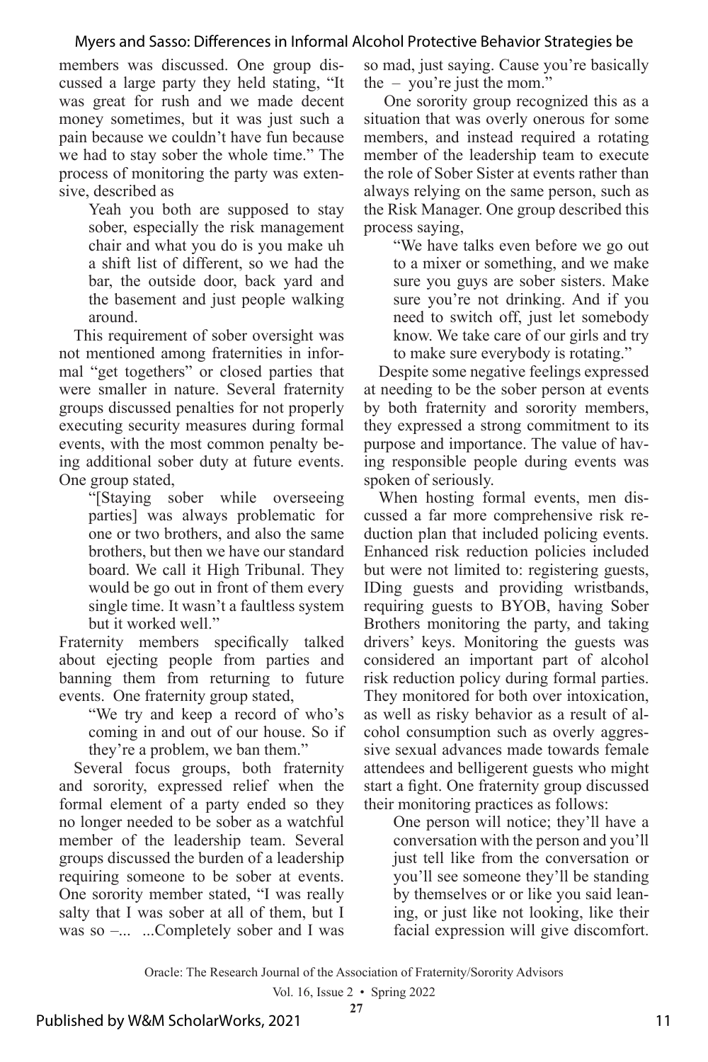members was discussed. One group discussed a large party they held stating, "It was great for rush and we made decent money sometimes, but it was just such a pain because we couldn't have fun because we had to stay sober the whole time." The process of monitoring the party was extensive, described as

> Yeah you both are supposed to stay sober, especially the risk management chair and what you do is you make uh a shift list of different, so we had the bar, the outside door, back yard and the basement and just people walking around.

This requirement of sober oversight was not mentioned among fraternities in informal "get togethers" or closed parties that were smaller in nature. Several fraternity groups discussed penalties for not properly executing security measures during formal events, with the most common penalty being additional sober duty at future events. One group stated,

> "[Staying sober while overseeing parties] was always problematic for one or two brothers, and also the same brothers, but then we have our standard board. We call it High Tribunal. They would be go out in front of them every single time. It wasn't a faultless system but it worked well."

Fraternity members specifically talked about ejecting people from parties and banning them from returning to future events. One fraternity group stated,

> "We try and keep a record of who's coming in and out of our house. So if they're a problem, we ban them."

Several focus groups, both fraternity and sorority, expressed relief when the formal element of a party ended so they no longer needed to be sober as a watchful member of the leadership team. Several groups discussed the burden of a leadership requiring someone to be sober at events. One sorority member stated, "I was really salty that I was sober at all of them, but I was so –... ...Completely sober and I was so mad, just saying. Cause you're basically the – you're just the mom."

One sorority group recognized this as a situation that was overly onerous for some members, and instead required a rotating member of the leadership team to execute the role of Sober Sister at events rather than always relying on the same person, such as the Risk Manager. One group described this process saying,

> "We have talks even before we go out to a mixer or something, and we make sure you guys are sober sisters. Make sure you're not drinking. And if you need to switch off, just let somebody know. We take care of our girls and try to make sure everybody is rotating."

Despite some negative feelings expressed at needing to be the sober person at events by both fraternity and sorority members, they expressed a strong commitment to its purpose and importance. The value of having responsible people during events was spoken of seriously.

When hosting formal events, men discussed a far more comprehensive risk reduction plan that included policing events. Enhanced risk reduction policies included but were not limited to: registering guests, IDing guests and providing wristbands, requiring guests to BYOB, having Sober Brothers monitoring the party, and taking drivers' keys. Monitoring the guests was considered an important part of alcohol risk reduction policy during formal parties. They monitored for both over intoxication, as well as risky behavior as a result of alcohol consumption such as overly aggressive sexual advances made towards female attendees and belligerent guests who might start a fight. One fraternity group discussed their monitoring practices as follows:

> One person will notice; they'll have a conversation with the person and you'll just tell like from the conversation or you'll see someone they'll be standing by themselves or or like you said leaning, or just like not looking, like their facial expression will give discomfort.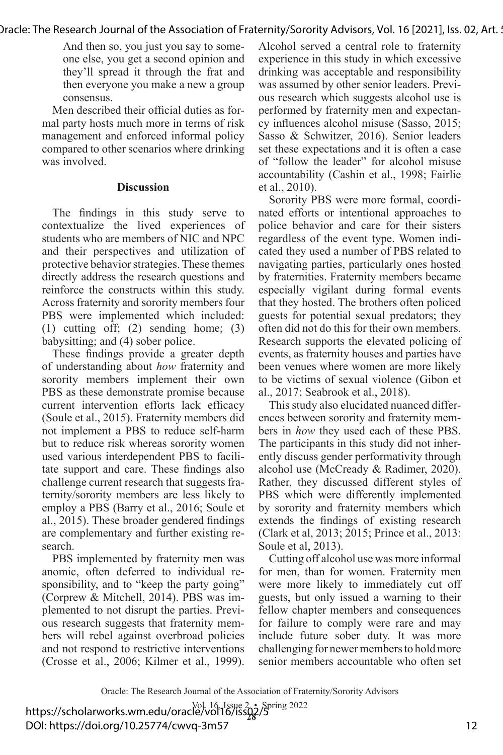> And then so, you just you say to someone else, you get a second opinion and they'll spread it through the frat and then everyone you make a new a group consensus.

Men described their official duties as formal party hosts much more in terms of risk management and enforced informal policy compared to other scenarios where drinking was involved.

## Discussion

The findings in this study serve to contextualize the lived experiences of students who are members of NIC and NPC and their perspectives and utilization of protective behavior strategies. These themes directly address the research questions and reinforce the constructs within this study. Across fraternity and sorority members four PBS were implemented which included: (1) cutting off; (2) sending home; (3) babysitting; and (4) sober police.

These findings provide a greater depth of understanding about *how* fraternity and sorority members implement their own PBS as these demonstrate promise because current intervention efforts lack efficacy (Soule et al., 2015). Fraternity members did not implement a PBS to reduce self-harm but to reduce risk whereas sorority women used various interdependent PBS to facilitate support and care. These findings also challenge current research that suggests fraternity/sorority members are less likely to employ a PBS (Barry et al., 2016; Soule et al., 2015). These broader gendered findings are complementary and further existing research.

PBS implemented by fraternity men was anomic, often deferred to individual responsibility, and to "keep the party going" (Corprew & Mitchell, 2014). PBS was implemented to not disrupt the parties. Previous research suggests that fraternity members will rebel against overbroad policies and not respond to restrictive interventions (Crosse et al., 2006; Kilmer et al., 1999). Alcohol served a central role to fraternity experience in this study in which excessive drinking was acceptable and responsibility was assumed by other senior leaders. Previous research which suggests alcohol use is performed by fraternity men and expectancy influences alcohol misuse (Sasso, 2015; Sasso & Schwitzer, 2016). Senior leaders set these expectations and it is often a case of "follow the leader" for alcohol misuse accountability (Cashin et al., 1998; Fairlie et al., 2010).

Sorority PBS were more formal, coordinated efforts or intentional approaches to police behavior and care for their sisters regardless of the event type. Women indicated they used a number of PBS related to navigating parties, particularly ones hosted by fraternities. Fraternity members became especially vigilant during formal events that they hosted. The brothers often policed guests for potential sexual predators; they often did not do this for their own members. Research supports the elevated policing of events, as fraternity houses and parties have been venues where women are more likely to be victims of sexual violence (Gibon et al., 2017; Seabrook et al., 2018).

This study also elucidated nuanced differences between sorority and fraternity members in *how* they used each of these PBS. The participants in this study did not inherently discuss gender performativity through alcohol use (McCready & Radimer, 2020). Rather, they discussed different styles of PBS which were differently implemented by sorority and fraternity members which extends the findings of existing research (Clark et al, 2013; 2015; Prince et al., 2013: Soule et al, 2013).

Cutting off alcohol use was more informal for men, than for women. Fraternity men were more likely to immediately cut off guests, but only issued a warning to their fellow chapter members and consequences for failure to comply were rare and may include future sober duty. It was more challenging for newer members to hold more senior members accountable who often set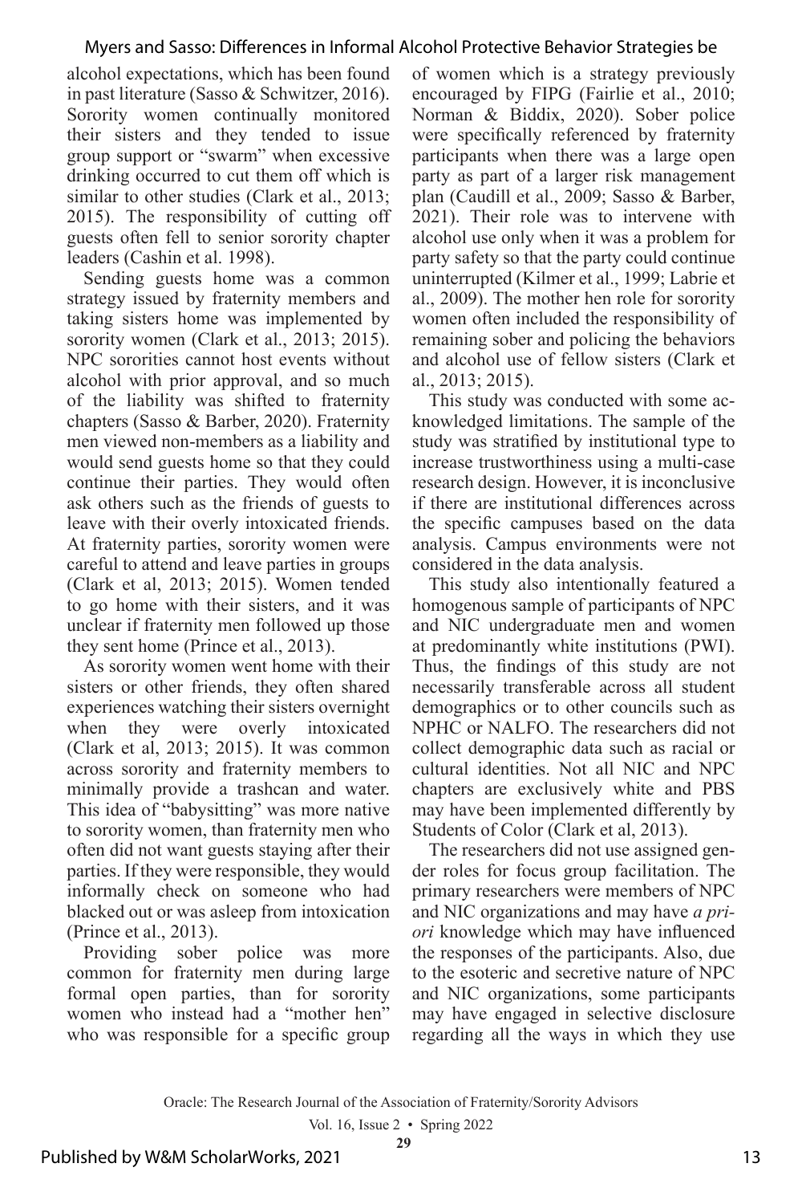alcohol expectations, which has been found in past literature (Sasso & Schwitzer, 2016). Sorority women continually monitored their sisters and they tended to issue group support or "swarm" when excessive drinking occurred to cut them off which is similar to other studies (Clark et al., 2013; 2015). The responsibility of cutting off guests often fell to senior sorority chapter leaders (Cashin et al. 1998).

Sending guests home was a common strategy issued by fraternity members and taking sisters home was implemented by sorority women (Clark et al., 2013; 2015). NPC sororities cannot host events without alcohol with prior approval, and so much of the liability was shifted to fraternity chapters (Sasso & Barber, 2020). Fraternity men viewed non-members as a liability and would send guests home so that they could continue their parties. They would often ask others such as the friends of guests to leave with their overly intoxicated friends. At fraternity parties, sorority women were careful to attend and leave parties in groups (Clark et al, 2013; 2015). Women tended to go home with their sisters, and it was unclear if fraternity men followed up those they sent home (Prince et al., 2013).

As sorority women went home with their sisters or other friends, they often shared experiences watching their sisters overnight when they were overly intoxicated (Clark et al, 2013; 2015). It was common across sorority and fraternity members to minimally provide a trashcan and water. This idea of "babysitting" was more native to sorority women, than fraternity men who often did not want guests staying after their parties. If they were responsible, they would informally check on someone who had blacked out or was asleep from intoxication (Prince et al., 2013).

Providing sober police was more common for fraternity men during large formal open parties, than for sorority women who instead had a "mother hen" who was responsible for a specific group of women which is a strategy previously encouraged by FIPG (Fairlie et al., 2010; Norman & Biddix, 2020). Sober police were specifically referenced by fraternity participants when there was a large open party as part of a larger risk management plan (Caudill et al., 2009; Sasso & Barber, 2021). Their role was to intervene with alcohol use only when it was a problem for party safety so that the party could continue uninterrupted (Kilmer et al., 1999; Labrie et al., 2009). The mother hen role for sorority women often included the responsibility of remaining sober and policing the behaviors and alcohol use of fellow sisters (Clark et al., 2013; 2015).

This study was conducted with some acknowledged limitations. The sample of the study was stratified by institutional type to increase trustworthiness using a multi-case research design. However, it is inconclusive if there are institutional differences across the specific campuses based on the data analysis. Campus environments were not considered in the data analysis.

This study also intentionally featured a homogenous sample of participants of NPC and NIC undergraduate men and women at predominantly white institutions (PWI). Thus, the findings of this study are not necessarily transferable across all student demographics or to other councils such as NPHC or NALFO. The researchers did not collect demographic data such as racial or cultural identities. Not all NIC and NPC chapters are exclusively white and PBS may have been implemented differently by Students of Color (Clark et al, 2013).

The researchers did not use assigned gender roles for focus group facilitation. The primary researchers were members of NPC and NIC organizations and may have *a priori* knowledge which may have influenced the responses of the participants. Also, due to the esoteric and secretive nature of NPC and NIC organizations, some participants may have engaged in selective disclosure regarding all the ways in which they use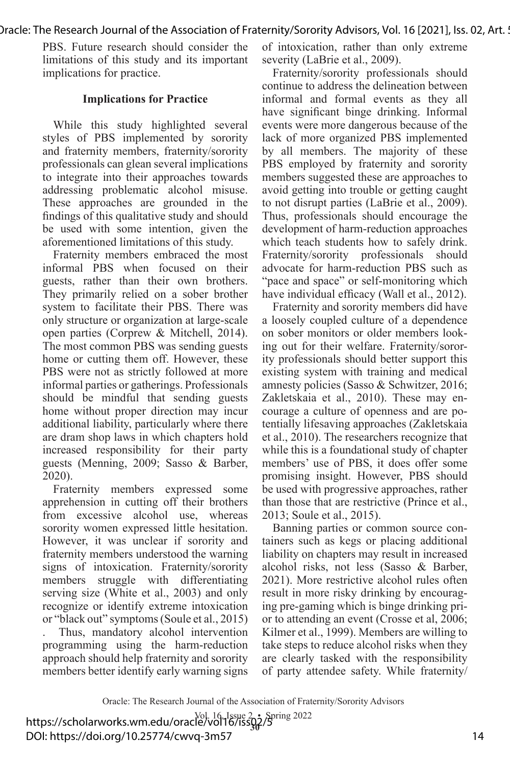PBS. Future research should consider the limitations of this study and its important implications for practice.

### Implications for Practice

While this study highlighted several styles of PBS implemented by sorority and fraternity members, fraternity/sorority professionals can glean several implications to integrate into their approaches towards addressing problematic alcohol misuse. These approaches are grounded in the findings of this qualitative study and should be used with some intention, given the aforementioned limitations of this study.

Fraternity members embraced the most informal PBS when focused on their guests, rather than their own brothers. They primarily relied on a sober brother system to facilitate their PBS. There was only structure or organization at large-scale open parties (Corprew & Mitchell, 2014). The most common PBS was sending guests home or cutting them off. However, these PBS were not as strictly followed at more informal parties or gatherings. Professionals should be mindful that sending guests home without proper direction may incur additional liability, particularly where there are dram shop laws in which chapters hold increased responsibility for their party guests (Menning, 2009; Sasso & Barber, 2020).

Fraternity members expressed some apprehension in cutting off their brothers from excessive alcohol use, whereas sorority women expressed little hesitation. However, it was unclear if sorority and fraternity members understood the warning signs of intoxication. Fraternity/sorority members struggle with differentiating serving size (White et al., 2003) and only recognize or identify extreme intoxication or "black out" symptoms (Soule et al., 2015). Thus, mandatory alcohol intervention programming using the harm-reduction approach should help fraternity and sorority members better identify early warning signs of intoxication, rather than only extreme severity (LaBrie et al., 2009).

Fraternity/sorority professionals should continue to address the delineation between informal and formal events as they all have significant binge drinking. Informal events were more dangerous because of the lack of more organized PBS implemented by all members. The majority of these PBS employed by fraternity and sorority members suggested these are approaches to avoid getting into trouble or getting caught to not disrupt parties (LaBrie et al., 2009). Thus, professionals should encourage the development of harm-reduction approaches which teach students how to safely drink. Fraternity/sorority professionals should advocate for harm-reduction PBS such as "pace and space" or self-monitoring which have individual efficacy (Wall et al., 2012).

Fraternity and sorority members did have a loosely coupled culture of a dependence on sober monitors or older members looking out for their welfare. Fraternity/sorority professionals should better support this existing system with training and medical amnesty policies (Sasso & Schwitzer, 2016; Zakletskaia et al., 2010). These may encourage a culture of openness and are potentially lifesaving approaches (Zakletskaia et al., 2010). The researchers recognize that while this is a foundational study of chapter members' use of PBS, it does offer some promising insight. However, PBS should be used with progressive approaches, rather than those that are restrictive (Prince et al., 2013; Soule et al., 2015).

Banning parties or common source containers such as kegs or placing additional liability on chapters may result in increased alcohol risks, not less (Sasso & Barber, 2021). More restrictive alcohol rules often result in more risky drinking by encouraging pre-gaming which is binge drinking prior to attending an event (Crosse et al, 2006; Kilmer et al., 1999). Members are willing to take steps to reduce alcohol risks when they are clearly tasked with the responsibility of party attendee safety. While fraternity/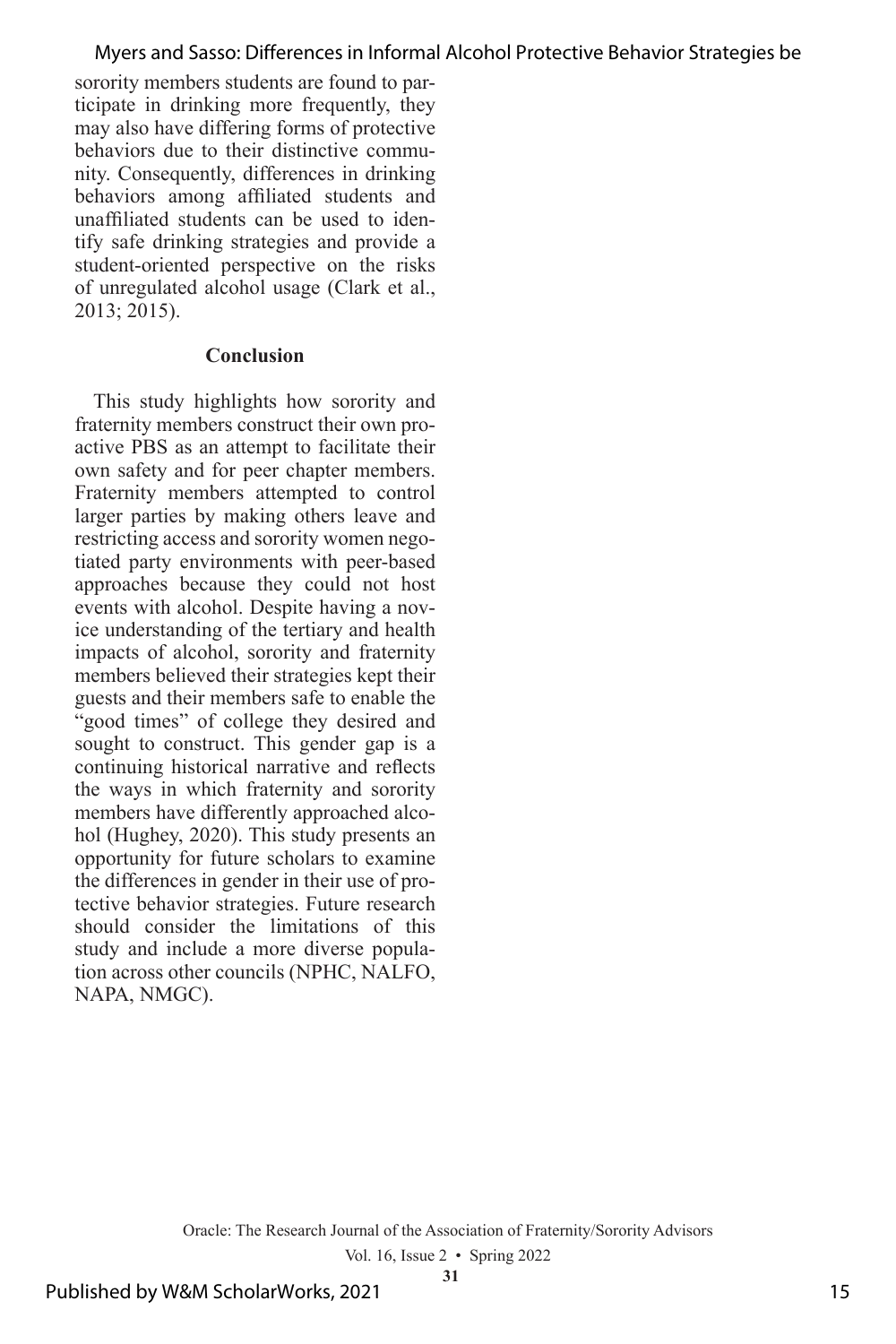sorority members students are found to participate in drinking more frequently, they may also have differing forms of protective behaviors due to their distinctive community. Consequently, differences in drinking behaviors among affiliated students and unaffiliated students can be used to identify safe drinking strategies and provide a student-oriented perspective on the risks of unregulated alcohol usage (Clark et al., 2013; 2015).

## Conclusion

This study highlights how sorority and fraternity members construct their own proactive PBS as an attempt to facilitate their own safety and for peer chapter members. Fraternity members attempted to control larger parties by making others leave and restricting access and sorority women negotiated party environments with peer-based approaches because they could not host events with alcohol. Despite having a novice understanding of the tertiary and health impacts of alcohol, sorority and fraternity members believed their strategies kept their guests and their members safe to enable the "good times" of college they desired and sought to construct. This gender gap is a continuing historical narrative and reflects the ways in which fraternity and sorority members have differently approached alcohol (Hughey, 2020). This study presents an opportunity for future scholars to examine the differences in gender in their use of protective behavior strategies. Future research should consider the limitations of this study and include a more diverse population across other councils (NPHC, NALFO, NAPA, NMGC).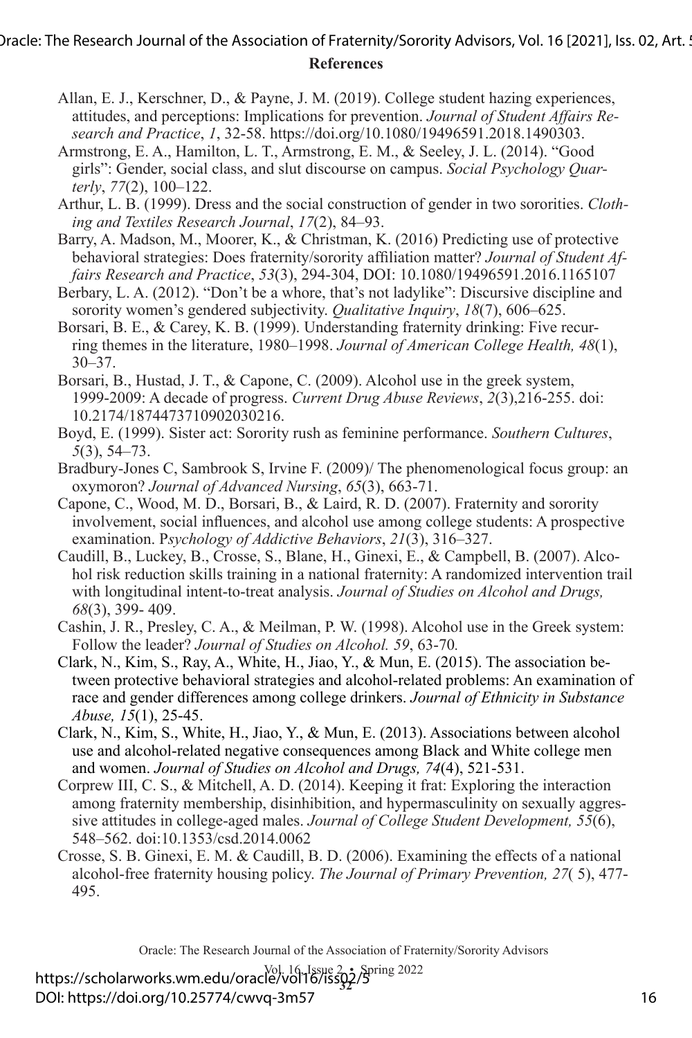## References

Allan, E. J., Kerschner, D., & Payne, J. M. (2019). College student hazing experiences, attitudes, and perceptions: Implications for prevention. *Journal of Student Affairs Research and Practice*, *1*, 32-58. https://doi.org/10.1080/19496591.2018.1490303.

Armstrong, E. A., Hamilton, L. T., Armstrong, E. M., & Seeley, J. L. (2014). "Good girls": Gender, social class, and slut discourse on campus. *Social Psychology Quarterly*, *77*(2), 100–122.

Arthur, L. B. (1999). Dress and the social construction of gender in two sororities. *Clothing and Textiles Research Journal*, *17*(2), 84–93.

Barry, A. Madson, M., Moorer, K., & Christman, K. (2016) Predicting use of protective behavioral strategies: Does fraternity/sorority affiliation matter? *Journal of Student Affairs Research and Practice*, *53*(3), 294-304, DOI: 10.1080/19496591.2016.1165107

Berbary, L. A. (2012). "Don't be a whore, that's not ladylike": Discursive discipline and sorority women's gendered subjectivity. *Qualitative Inquiry*, *18*(7), 606–625.

Borsari, B. E., & Carey, K. B. (1999). Understanding fraternity drinking: Five recurring themes in the literature, 1980–1998. *Journal of American College Health, 48*(1), 30–37.

Borsari, B., Hustad, J. T., & Capone, C. (2009). Alcohol use in the greek system, 1999-2009: A decade of progress. *Current Drug Abuse Reviews*, *2*(3),216-255. doi: 10.2174/1874473710902030216.

Boyd, E. (1999). Sister act: Sorority rush as feminine performance. *Southern Cultures*, *5*(3), 54–73.

Bradbury-Jones C, Sambrook S, Irvine F. (2009)/ The phenomenological focus group: an oxymoron? *Journal of Advanced Nursing*, *65*(3), 663-71.

Capone, C., Wood, M. D., Borsari, B., & Laird, R. D. (2007). Fraternity and sorority involvement, social influences, and alcohol use among college students: A prospective examination. P*sychology of Addictive Behaviors*, *21*(3), 316–327.

Caudill, B., Luckey, B., Crosse, S., Blane, H., Ginexi, E., & Campbell, B. (2007). Alcohol risk reduction skills training in a national fraternity: A randomized intervention trail with longitudinal intent-to-treat analysis. *Journal of Studies on Alcohol and Drugs, 68*(3), 399- 409.

Cashin, J. R., Presley, C. A., & Meilman, P. W. (1998). Alcohol use in the Greek system: Follow the leader? *Journal of Studies on Alcohol. 59*, 63-70*.*

Clark, N., Kim, S., Ray, A., White, H., Jiao, Y., & Mun, E. (2015). The association between protective behavioral strategies and alcohol-related problems: An examination of race and gender differences among college drinkers. *Journal of Ethnicity in Substance Abuse, 15*(1), 25-45.

Clark, N., Kim, S., White, H., Jiao, Y., & Mun, E. (2013). Associations between alcohol use and alcohol-related negative consequences among Black and White college men and women. *Journal of Studies on Alcohol and Drugs, 74*(4), 521-531.

Corprew III, C. S., & Mitchell, A. D. (2014). Keeping it frat: Exploring the interaction among fraternity membership, disinhibition, and hypermasculinity on sexually aggressive attitudes in college-aged males. *Journal of College Student Development, 55*(6), 548–562. doi:10.1353/csd.2014.0062

Crosse, S. B. Ginexi, E. M. & Caudill, B. D. (2006). Examining the effects of a national alcohol-free fraternity housing policy. *The Journal of Primary Prevention, 27*( 5), 477-495.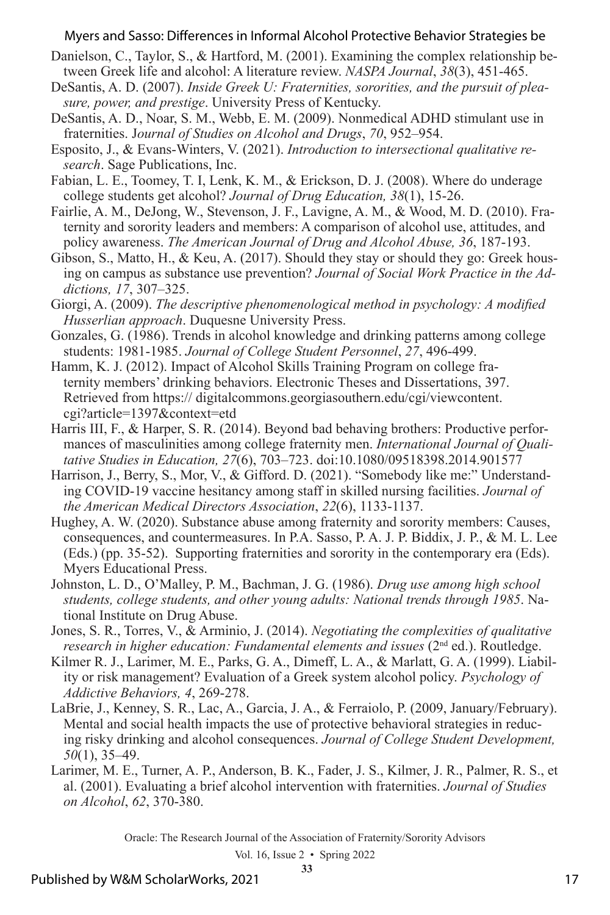Danielson, C., Taylor, S., & Hartford, M. (2001). Examining the complex relationship between Greek life and alcohol: A literature review. *NASPA Journal*, *38*(3), 451-465.

DeSantis, A. D. (2007). *Inside Greek U: Fraternities, sororities, and the pursuit of pleasure, power, and prestige*. University Press of Kentucky.

DeSantis, A. D., Noar, S. M., Webb, E. M. (2009). Nonmedical ADHD stimulant use in fraternities. J*ournal of Studies on Alcohol and Drugs*, *70*, 952–954.

Esposito, J., & Evans-Winters, V. (2021). *Introduction to intersectional qualitative research*. Sage Publications, Inc.

Fabian, L. E., Toomey, T. I, Lenk, K. M., & Erickson, D. J. (2008). Where do underage college students get alcohol? *Journal of Drug Education, 38*(1), 15-26.

Fairlie, A. M., DeJong, W., Stevenson, J. F., Lavigne, A. M., & Wood, M. D. (2010). Fraternity and sorority leaders and members: A comparison of alcohol use, attitudes, and policy awareness. *The American Journal of Drug and Alcohol Abuse, 36*, 187-193.

Gibson, S., Matto, H., & Keu, A. (2017). Should they stay or should they go: Greek housing on campus as substance use prevention? *Journal of Social Work Practice in the Addictions, 17*, 307–325.

Giorgi, A. (2009). *The descriptive phenomenological method in psychology: A modified Husserlian approach*. Duquesne University Press.

Gonzales, G. (1986). Trends in alcohol knowledge and drinking patterns among college students: 1981-1985. *Journal of College Student Personnel*, *27*, 496-499.

Hamm, K. J. (2012). Impact of Alcohol Skills Training Program on college fraternity members' drinking behaviors. Electronic Theses and Dissertations, 397. Retrieved from https:// digitalcommons.georgiasouthern.edu/cgi/viewcontent.cgi?article=1397&context=etd

Harris III, F., & Harper, S. R. (2014). Beyond bad behaving brothers: Productive performances of masculinities among college fraternity men. *International Journal of Qualitative Studies in Education, 27*(6), 703–723. doi:10.1080/09518398.2014.901577

Harrison, J., Berry, S., Mor, V., & Gifford. D. (2021). "Somebody like me:" Understanding COVID-19 vaccine hesitancy among staff in skilled nursing facilities. *Journal of the American Medical Directors Association*, *22*(6), 1133-1137.

Hughey, A. W. (2020). Substance abuse among fraternity and sorority members: Causes, consequences, and countermeasures. In P.A. Sasso, P. A. J. P. Biddix, J. P., & M. L. Lee (Eds.) (pp. 35-52). Supporting fraternities and sorority in the contemporary era (Eds). Myers Educational Press.

Johnston, L. D., O'Malley, P. M., Bachman, J. G. (1986). *Drug use among high school students, college students, and other young adults: National trends through 1985*. National Institute on Drug Abuse.

Jones, S. R., Torres, V., & Arminio, J. (2014). *Negotiating the complexities of qualitative research in higher education: Fundamental elements and issues* (2nd ed.). Routledge.

Kilmer R. J., Larimer, M. E., Parks, G. A., Dimeff, L. A., & Marlatt, G. A. (1999). Liability or risk management? Evaluation of a Greek system alcohol policy. *Psychology of Addictive Behaviors, 4*, 269-278.

LaBrie, J., Kenney, S. R., Lac, A., Garcia, J. A., & Ferraiolo, P. (2009, January/February). Mental and social health impacts the use of protective behavioral strategies in reducing risky drinking and alcohol consequences. *Journal of College Student Development, 50*(1), 35–49.

Larimer, M. E., Turner, A. P., Anderson, B. K., Fader, J. S., Kilmer, J. R., Palmer, R. S., et al. (2001). Evaluating a brief alcohol intervention with fraternities. *Journal of Studies on Alcohol*, *62*, 370-380.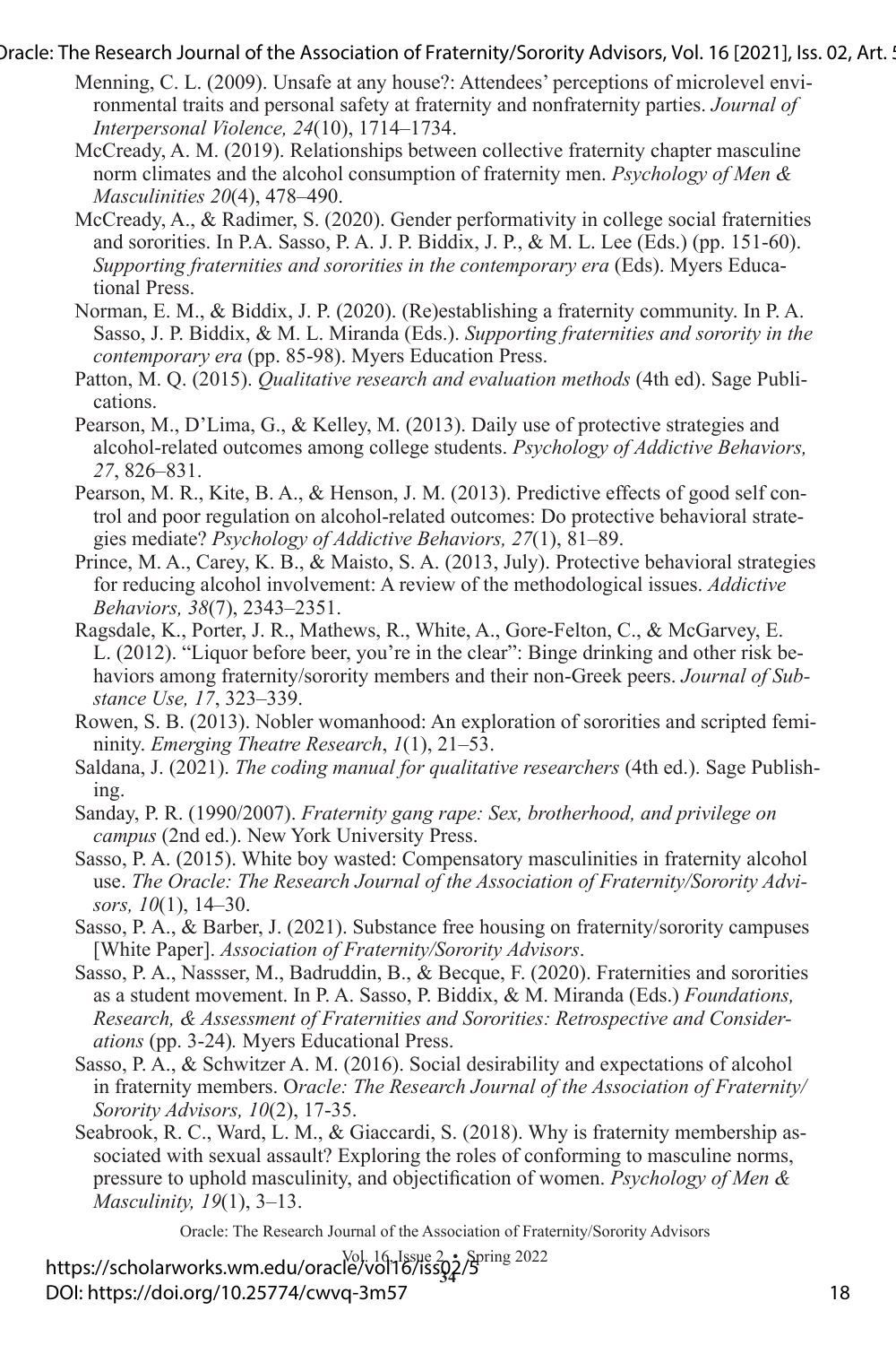Menning, C. L. (2009). Unsafe at any house?: Attendees' perceptions of microlevel environmental traits and personal safety at fraternity and nonfraternity parties. *Journal of Interpersonal Violence, 24*(10), 1714–1734.

McCready, A. M. (2019). Relationships between collective fraternity chapter masculine norm climates and the alcohol consumption of fraternity men. *Psychology of Men & Masculinities 20*(4), 478–490.

McCready, A., & Radimer, S. (2020). Gender performativity in college social fraternities and sororities. In P.A. Sasso, P. A. J. P. Biddix, J. P., & M. L. Lee (Eds.) (pp. 151-60). *Supporting fraternities and sororities in the contemporary era* (Eds). Myers Educational Press.

Norman, E. M., & Biddix, J. P. (2020). (Re)establishing a fraternity community. In P. A. Sasso, J. P. Biddix, & M. L. Miranda (Eds.). *Supporting fraternities and sorority in the contemporary era* (pp. 85-98). Myers Education Press.

Patton, M. Q. (2015). *Qualitative research and evaluation methods* (4th ed). Sage Publications.

Pearson, M., D'Lima, G., & Kelley, M. (2013). Daily use of protective strategies and alcohol-related outcomes among college students. *Psychology of Addictive Behaviors, 27*, 826–831.

Pearson, M. R., Kite, B. A., & Henson, J. M. (2013). Predictive effects of good self control and poor regulation on alcohol-related outcomes: Do protective behavioral strategies mediate? *Psychology of Addictive Behaviors, 27*(1), 81–89.

Prince, M. A., Carey, K. B., & Maisto, S. A. (2013, July). Protective behavioral strategies for reducing alcohol involvement: A review of the methodological issues. *Addictive Behaviors, 38*(7), 2343–2351.

Ragsdale, K., Porter, J. R., Mathews, R., White, A., Gore-Felton, C., & McGarvey, E. L. (2012). "Liquor before beer, you're in the clear": Binge drinking and other risk behaviors among fraternity/sorority members and their non-Greek peers. *Journal of Substance Use, 17*, 323–339.

Rowen, S. B. (2013). Nobler womanhood: An exploration of sororities and scripted femininity. *Emerging Theatre Research*, *1*(1), 21–53.

Saldana, J. (2021). *The coding manual for qualitative researchers* (4th ed.). Sage Publishing.

Sanday, P. R. (1990/2007). *Fraternity gang rape: Sex, brotherhood, and privilege on campus* (2nd ed.). New York University Press.

Sasso, P. A. (2015). White boy wasted: Compensatory masculinities in fraternity alcohol use. *The Oracle: The Research Journal of the Association of Fraternity/Sorority Advisors, 10*(1), 14–30.

Sasso, P. A., & Barber, J. (2021). Substance free housing on fraternity/sorority campuses [White Paper]. *Association of Fraternity/Sorority Advisors*.

Sasso, P. A., Nassser, M., Badruddin, B., & Becque, F. (2020). Fraternities and sororities as a student movement. In P. A. Sasso, P. Biddix, & M. Miranda (Eds.) *Foundations, Research, & Assessment of Fraternities and Sororities: Retrospective and Considerations* (pp. 3-24)*.* Myers Educational Press.

Sasso, P. A., & Schwitzer A. M. (2016). Social desirability and expectations of alcohol in fraternity members. O*racle: The Research Journal of the Association of Fraternity/Sorority Advisors, 10*(2), 17-35.

Seabrook, R. C., Ward, L. M., & Giaccardi, S. (2018). Why is fraternity membership associated with sexual assault? Exploring the roles of conforming to masculine norms, pressure to uphold masculinity, and objectification of women. *Psychology of Men & Masculinity, 19*(1), 3–13.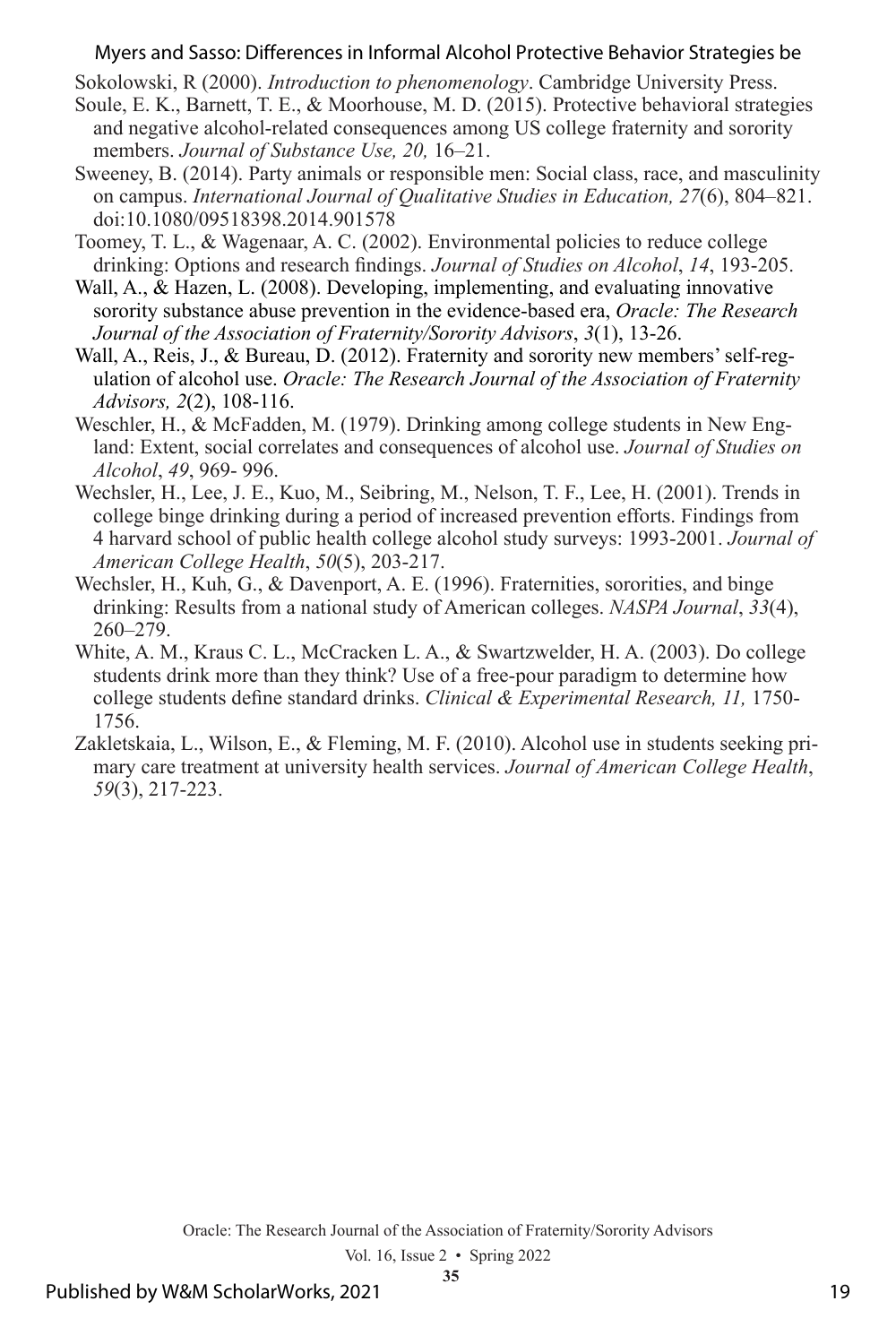Sokolowski, R (2000). *Introduction to phenomenology*. Cambridge University Press.

Soule, E. K., Barnett, T. E., & Moorhouse, M. D. (2015). Protective behavioral strategies and negative alcohol-related consequences among US college fraternity and sorority members. *Journal of Substance Use, 20,* 16–21.

Sweeney, B. (2014). Party animals or responsible men: Social class, race, and masculinity on campus. *International Journal of Qualitative Studies in Education, 27*(6), 804–821. doi:10.1080/09518398.2014.901578

Toomey, T. L., & Wagenaar, A. C. (2002). Environmental policies to reduce college drinking: Options and research findings. *Journal of Studies on Alcohol*, *14*, 193-205.

Wall, A., & Hazen, L. (2008). Developing, implementing, and evaluating innovative sorority substance abuse prevention in the evidence-based era, *Oracle: The Research Journal of the Association of Fraternity/Sorority Advisors*, *3*(1), 13-26.

Wall, A., Reis, J., & Bureau, D. (2012). Fraternity and sorority new members' self-regulation of alcohol use. *Oracle: The Research Journal of the Association of Fraternity Advisors, 2*(2), 108-116.

Weschler, H., & McFadden, M. (1979). Drinking among college students in New England: Extent, social correlates and consequences of alcohol use. *Journal of Studies on Alcohol*, *49*, 969- 996.

Wechsler, H., Lee, J. E., Kuo, M., Seibring, M., Nelson, T. F., Lee, H. (2001). Trends in college binge drinking during a period of increased prevention efforts. Findings from 4 harvard school of public health college alcohol study surveys: 1993-2001. *Journal of American College Health*, *50*(5), 203-217.

Wechsler, H., Kuh, G., & Davenport, A. E. (1996). Fraternities, sororities, and binge drinking: Results from a national study of American colleges. *NASPA Journal*, *33*(4), 260–279.

White, A. M., Kraus C. L., McCracken L. A., & Swartzwelder, H. A. (2003). Do college students drink more than they think? Use of a free-pour paradigm to determine how college students define standard drinks. *Clinical & Experimental Research, 11,* 1750-1756.

Zakletskaia, L., Wilson, E., & Fleming, M. F. (2010). Alcohol use in students seeking primary care treatment at university health services. *Journal of American College Health*, *59*(3), 217-223.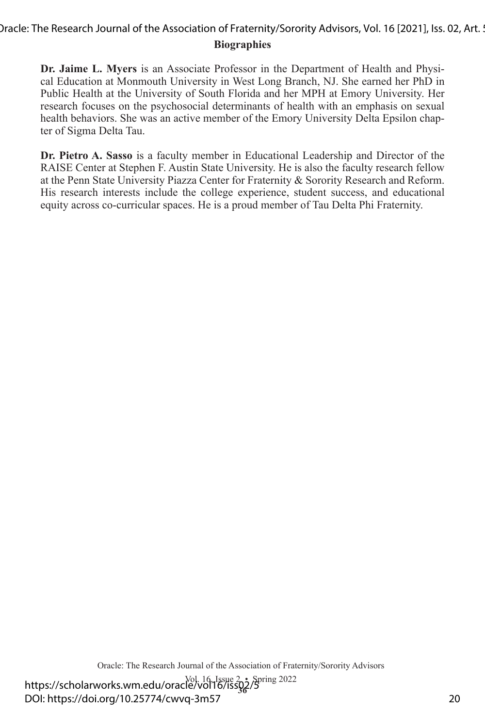## Biographies

**Dr. Jaime L. Myers** is an Associate Professor in the Department of Health and Physical Education at Monmouth University in West Long Branch, NJ. She earned her PhD in Public Health at the University of South Florida and her MPH at Emory University. Her research focuses on the psychosocial determinants of health with an emphasis on sexual health behaviors. She was an active member of the Emory University Delta Epsilon chapter of Sigma Delta Tau.

**Dr. Pietro A. Sasso** is a faculty member in Educational Leadership and Director of the RAISE Center at Stephen F. Austin State University. He is also the faculty research fellow at the Penn State University Piazza Center for Fraternity & Sorority Research and Reform. His research interests include the college experience, student success, and educational equity across co-curricular spaces. He is a proud member of Tau Delta Phi Fraternity.